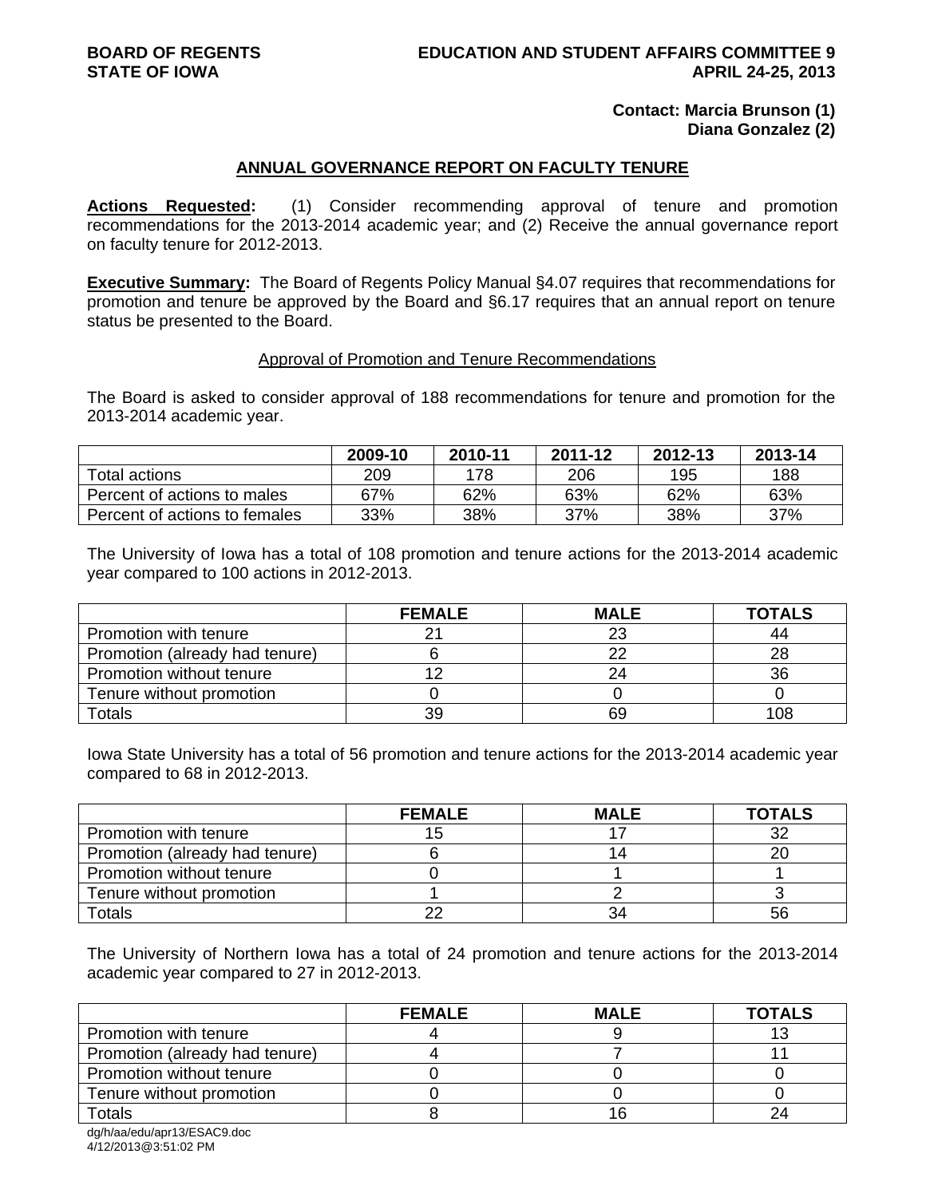**BOARD OF REGENTS**
**STATE OF IOWA**

**EDUCATION AND STUDENT AFFAIRS COMMITTEE 9**
**APRIL 24-25, 2013**

**Contact: Marcia Brunson (1)**
**Diana Gonzalez (2)**

## ANNUAL GOVERNANCE REPORT ON FACULTY TENURE

**Actions Requested:** (1) Consider recommending approval of tenure and promotion recommendations for the 2013-2014 academic year; and (2) Receive the annual governance report on faculty tenure for 2012-2013.

**Executive Summary:** The Board of Regents Policy Manual §4.07 requires that recommendations for promotion and tenure be approved by the Board and §6.17 requires that an annual report on tenure status be presented to the Board.

### Approval of Promotion and Tenure Recommendations

The Board is asked to consider approval of 188 recommendations for tenure and promotion for the 2013-2014 academic year.

| | 2009-10 | 2010-11 | 2011-12 | 2012-13 | 2013-14 |
|---|---|---|---|---|---|
| Total actions | 209 | 178 | 206 | 195 | 188 |
| Percent of actions to males | 67% | 62% | 63% | 62% | 63% |
| Percent of actions to females | 33% | 38% | 37% | 38% | 37% |

The University of Iowa has a total of 108 promotion and tenure actions for the 2013-2014 academic year compared to 100 actions in 2012-2013.

| | FEMALE | MALE | TOTALS |
|---|---|---|---|
| Promotion with tenure | 21 | 23 | 44 |
| Promotion (already had tenure) | 6 | 22 | 28 |
| Promotion without tenure | 12 | 24 | 36 |
| Tenure without promotion | 0 | 0 | 0 |
| Totals | 39 | 69 | 108 |

Iowa State University has a total of 56 promotion and tenure actions for the 2013-2014 academic year compared to 68 in 2012-2013.

| | FEMALE | MALE | TOTALS |
|---|---|---|---|
| Promotion with tenure | 15 | 17 | 32 |
| Promotion (already had tenure) | 6 | 14 | 20 |
| Promotion without tenure | 0 | 1 | 1 |
| Tenure without promotion | 1 | 2 | 3 |
| Totals | 22 | 34 | 56 |

The University of Northern Iowa has a total of 24 promotion and tenure actions for the 2013-2014 academic year compared to 27 in 2012-2013.

| | FEMALE | MALE | TOTALS |
|---|---|---|---|
| Promotion with tenure | 4 | 9 | 13 |
| Promotion (already had tenure) | 4 | 7 | 11 |
| Promotion without tenure | 0 | 0 | 0 |
| Tenure without promotion | 0 | 0 | 0 |
| Totals | 8 | 16 | 24 |

dg/h/aa/edu/apr13/ESAC9.doc
4/12/2013@3:51:02 PM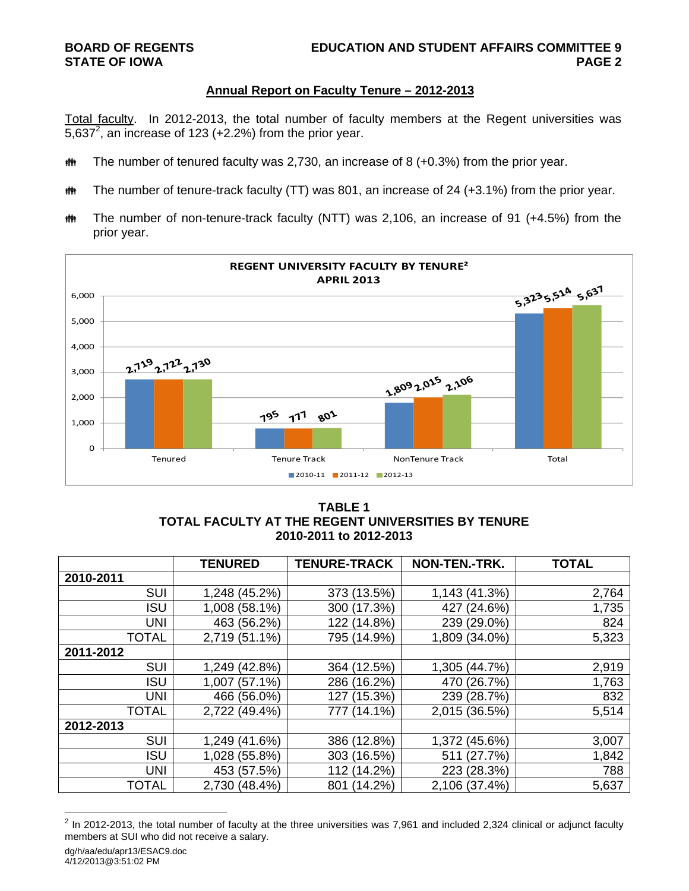## Annual Report on Faculty Tenure – 2012-2013

Total faculty. In 2012-2013, the total number of faculty members at the Regent universities was 5,637[2], an increase of 123 (+2.2%) from the prior year.

- The number of tenured faculty was 2,730, an increase of 8 (+0.3%) from the prior year.
- The number of tenure-track faculty (TT) was 801, an increase of 24 (+3.1%) from the prior year.
- The number of non-tenure-track faculty (NTT) was 2,106, an increase of 91 (+4.5%) from the prior year.

**REGENT UNIVERSITY FACULTY BY TENURE[2]**
**APRIL 2013**

| | 2010-11 | 2011-12 | 2012-13 |
|---|---|---|---|
| Tenured | 2,719 | 2,722 | 2,730 |
| Tenure Track | 795 | 777 | 801 |
| NonTenure Track | 1,809 | 2,015 | 2,106 |
| Total | 5,323 | 5,514 | 5,637 |

**TABLE 1**
**TOTAL FACULTY AT THE REGENT UNIVERSITIES BY TENURE**
**2010-2011 to 2012-2013**

| | TENURED | TENURE-TRACK | NON-TEN.-TRK. | TOTAL |
|---|---|---|---|---|
| **2010-2011** | | | | |
| SUI | 1,248 (45.2%) | 373 (13.5%) | 1,143 (41.3%) | 2,764 |
| ISU | 1,008 (58.1%) | 300 (17.3%) | 427 (24.6%) | 1,735 |
| UNI | 463 (56.2%) | 122 (14.8%) | 239 (29.0%) | 824 |
| TOTAL | 2,719 (51.1%) | 795 (14.9%) | 1,809 (34.0%) | 5,323 |
| **2011-2012** | | | | |
| SUI | 1,249 (42.8%) | 364 (12.5%) | 1,305 (44.7%) | 2,919 |
| ISU | 1,007 (57.1%) | 286 (16.2%) | 470 (26.7%) | 1,763 |
| UNI | 466 (56.0%) | 127 (15.3%) | 239 (28.7%) | 832 |
| TOTAL | 2,722 (49.4%) | 777 (14.1%) | 2,015 (36.5%) | 5,514 |
| **2012-2013** | | | | |
| SUI | 1,249 (41.6%) | 386 (12.8%) | 1,372 (45.6%) | 3,007 |
| ISU | 1,028 (55.8%) | 303 (16.5%) | 511 (27.7%) | 1,842 |
| UNI | 453 (57.5%) | 112 (14.2%) | 223 (28.3%) | 788 |
| TOTAL | 2,730 (48.4%) | 801 (14.2%) | 2,106 (37.4%) | 5,637 |

[2] In 2012-2013, the total number of faculty at the three universities was 7,961 and included 2,324 clinical or adjunct faculty members at SUI who did not receive a salary.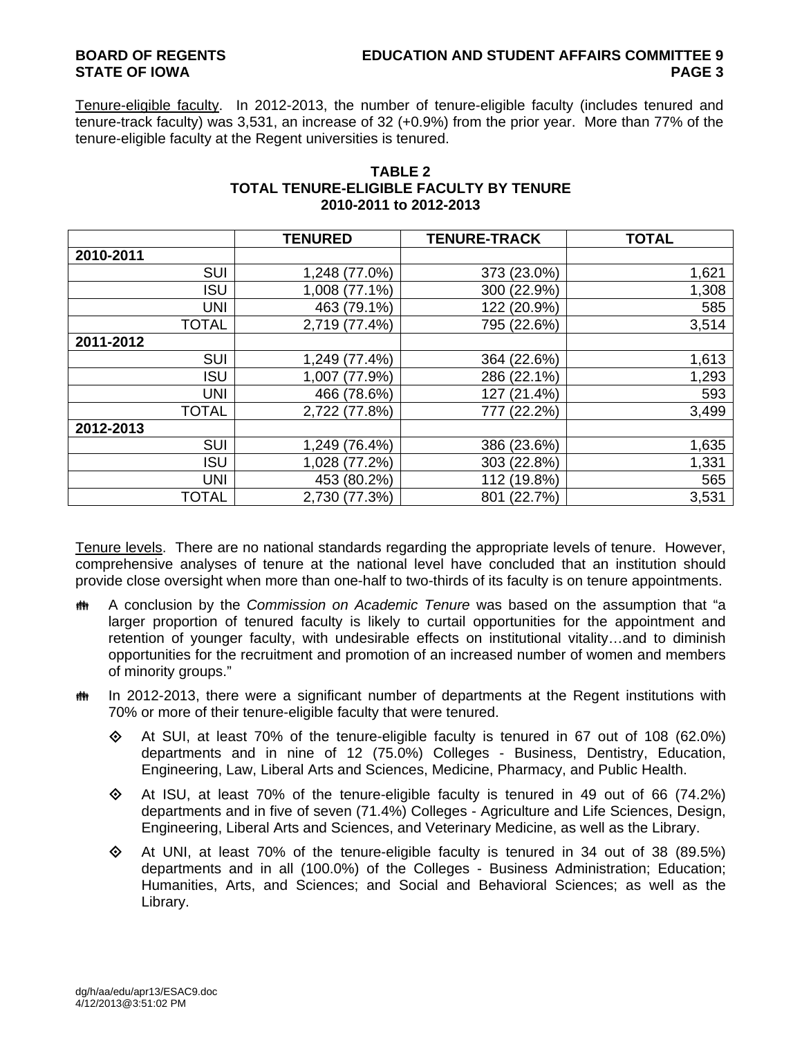Tenure-eligible faculty. In 2012-2013, the number of tenure-eligible faculty (includes tenured and tenure-track faculty) was 3,531, an increase of 32 (+0.9%) from the prior year. More than 77% of the tenure-eligible faculty at the Regent universities is tenured.

**TABLE 2**
**TOTAL TENURE-ELIGIBLE FACULTY BY TENURE**
**2010-2011 to 2012-2013**

| | TENURED | TENURE-TRACK | TOTAL |
|---|---|---|---|
| **2010-2011** | | | |
| SUI | 1,248 (77.0%) | 373 (23.0%) | 1,621 |
| ISU | 1,008 (77.1%) | 300 (22.9%) | 1,308 |
| UNI | 463 (79.1%) | 122 (20.9%) | 585 |
| TOTAL | 2,719 (77.4%) | 795 (22.6%) | 3,514 |
| **2011-2012** | | | |
| SUI | 1,249 (77.4%) | 364 (22.6%) | 1,613 |
| ISU | 1,007 (77.9%) | 286 (22.1%) | 1,293 |
| UNI | 466 (78.6%) | 127 (21.4%) | 593 |
| TOTAL | 2,722 (77.8%) | 777 (22.2%) | 3,499 |
| **2012-2013** | | | |
| SUI | 1,249 (76.4%) | 386 (23.6%) | 1,635 |
| ISU | 1,028 (77.2%) | 303 (22.8%) | 1,331 |
| UNI | 453 (80.2%) | 112 (19.8%) | 565 |
| TOTAL | 2,730 (77.3%) | 801 (22.7%) | 3,531 |

Tenure levels. There are no national standards regarding the appropriate levels of tenure. However, comprehensive analyses of tenure at the national level have concluded that an institution should provide close oversight when more than one-half to two-thirds of its faculty is on tenure appointments.

- A conclusion by the *Commission on Academic Tenure* was based on the assumption that "a larger proportion of tenured faculty is likely to curtail opportunities for the appointment and retention of younger faculty, with undesirable effects on institutional vitality…and to diminish opportunities for the recruitment and promotion of an increased number of women and members of minority groups."
- In 2012-2013, there were a significant number of departments at the Regent institutions with 70% or more of their tenure-eligible faculty that were tenured.
  - At SUI, at least 70% of the tenure-eligible faculty is tenured in 67 out of 108 (62.0%) departments and in nine of 12 (75.0%) Colleges - Business, Dentistry, Education, Engineering, Law, Liberal Arts and Sciences, Medicine, Pharmacy, and Public Health.
  - At ISU, at least 70% of the tenure-eligible faculty is tenured in 49 out of 66 (74.2%) departments and in five of seven (71.4%) Colleges - Agriculture and Life Sciences, Design, Engineering, Liberal Arts and Sciences, and Veterinary Medicine, as well as the Library.
  - At UNI, at least 70% of the tenure-eligible faculty is tenured in 34 out of 38 (89.5%) departments and in all (100.0%) of the Colleges - Business Administration; Education; Humanities, Arts, and Sciences; and Social and Behavioral Sciences; as well as the Library.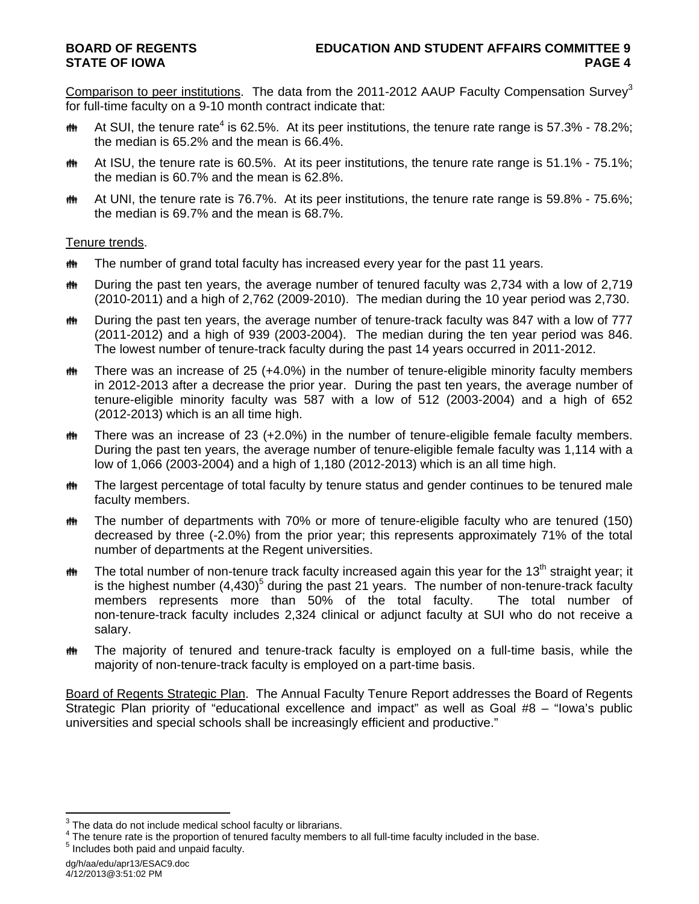Comparison to peer institutions. The data from the 2011-2012 AAUP Faculty Compensation Survey[3] for full-time faculty on a 9-10 month contract indicate that:

- At SUI, the tenure rate[4] is 62.5%. At its peer institutions, the tenure rate range is 57.3% - 78.2%; the median is 65.2% and the mean is 66.4%.
- At ISU, the tenure rate is 60.5%. At its peer institutions, the tenure rate range is 51.1% - 75.1%; the median is 60.7% and the mean is 62.8%.
- At UNI, the tenure rate is 76.7%. At its peer institutions, the tenure rate range is 59.8% - 75.6%; the median is 69.7% and the mean is 68.7%.

Tenure trends.

- The number of grand total faculty has increased every year for the past 11 years.
- During the past ten years, the average number of tenured faculty was 2,734 with a low of 2,719 (2010-2011) and a high of 2,762 (2009-2010). The median during the 10 year period was 2,730.
- During the past ten years, the average number of tenure-track faculty was 847 with a low of 777 (2011-2012) and a high of 939 (2003-2004). The median during the ten year period was 846. The lowest number of tenure-track faculty during the past 14 years occurred in 2011-2012.
- There was an increase of 25 (+4.0%) in the number of tenure-eligible minority faculty members in 2012-2013 after a decrease the prior year. During the past ten years, the average number of tenure-eligible minority faculty was 587 with a low of 512 (2003-2004) and a high of 652 (2012-2013) which is an all time high.
- There was an increase of 23 (+2.0%) in the number of tenure-eligible female faculty members. During the past ten years, the average number of tenure-eligible female faculty was 1,114 with a low of 1,066 (2003-2004) and a high of 1,180 (2012-2013) which is an all time high.
- The largest percentage of total faculty by tenure status and gender continues to be tenured male faculty members.
- The number of departments with 70% or more of tenure-eligible faculty who are tenured (150) decreased by three (-2.0%) from the prior year; this represents approximately 71% of the total number of departments at the Regent universities.
- The total number of non-tenure track faculty increased again this year for the 13th straight year; it is the highest number (4,430)[5] during the past 21 years. The number of non-tenure-track faculty members represents more than 50% of the total faculty. The total number of non-tenure-track faculty includes 2,324 clinical or adjunct faculty at SUI who do not receive a salary.
- The majority of tenured and tenure-track faculty is employed on a full-time basis, while the majority of non-tenure-track faculty is employed on a part-time basis.

Board of Regents Strategic Plan. The Annual Faculty Tenure Report addresses the Board of Regents Strategic Plan priority of "educational excellence and impact" as well as Goal #8 – "Iowa's public universities and special schools shall be increasingly efficient and productive."

---

[3] The data do not include medical school faculty or librarians.
[4] The tenure rate is the proportion of tenured faculty members to all full-time faculty included in the base.
[5] Includes both paid and unpaid faculty.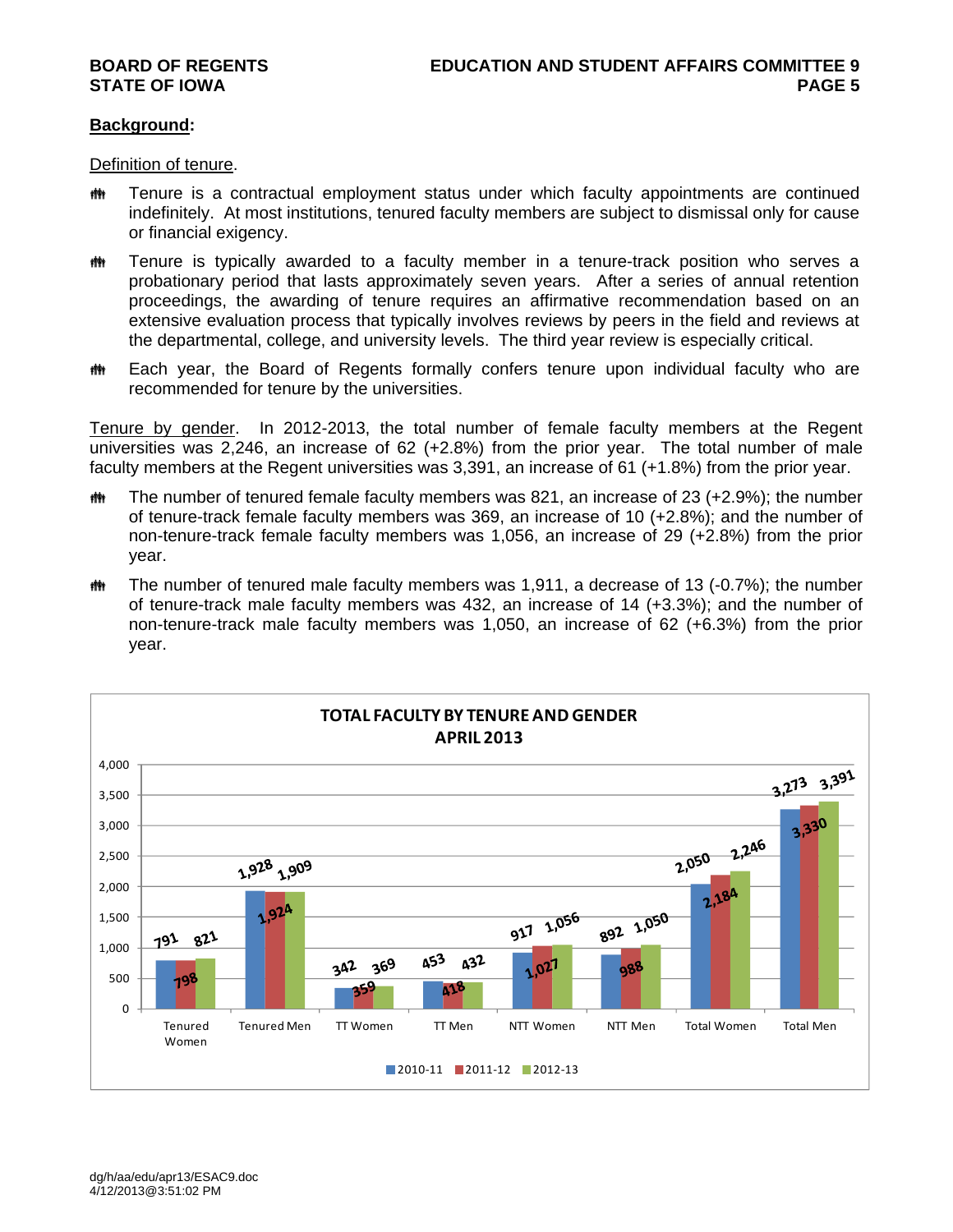**Background:**

Definition of tenure.

- Tenure is a contractual employment status under which faculty appointments are continued indefinitely. At most institutions, tenured faculty members are subject to dismissal only for cause or financial exigency.
- Tenure is typically awarded to a faculty member in a tenure-track position who serves a probationary period that lasts approximately seven years. After a series of annual retention proceedings, the awarding of tenure requires an affirmative recommendation based on an extensive evaluation process that typically involves reviews by peers in the field and reviews at the departmental, college, and university levels. The third year review is especially critical.
- Each year, the Board of Regents formally confers tenure upon individual faculty who are recommended for tenure by the universities.

Tenure by gender. In 2012-2013, the total number of female faculty members at the Regent universities was 2,246, an increase of 62 (+2.8%) from the prior year. The total number of male faculty members at the Regent universities was 3,391, an increase of 61 (+1.8%) from the prior year.

- The number of tenured female faculty members was 821, an increase of 23 (+2.9%); the number of tenure-track female faculty members was 369, an increase of 10 (+2.8%); and the number of non-tenure-track female faculty members was 1,056, an increase of 29 (+2.8%) from the prior year.
- The number of tenured male faculty members was 1,911, a decrease of 13 (-0.7%); the number of tenure-track male faculty members was 432, an increase of 14 (+3.3%); and the number of non-tenure-track male faculty members was 1,050, an increase of 62 (+6.3%) from the prior year.

**TOTAL FACULTY BY TENURE AND GENDER**
**APRIL 2013**

| | 2010-11 | 2011-12 | 2012-13 |
|---|---|---|---|
| Tenured Women | 791 | 798 | 821 |
| Tenured Men | 1,928 | 1,924 | 1,909 |
| TT Women | 342 | 359 | 369 |
| TT Men | 453 | 418 | 432 |
| NTT Women | 917 | 1,027 | 1,056 |
| NTT Men | 892 | 988 | 1,050 |
| Total Women | 2,050 | 2,184 | 2,246 |
| Total Men | 3,273 | 3,330 | 3,391 |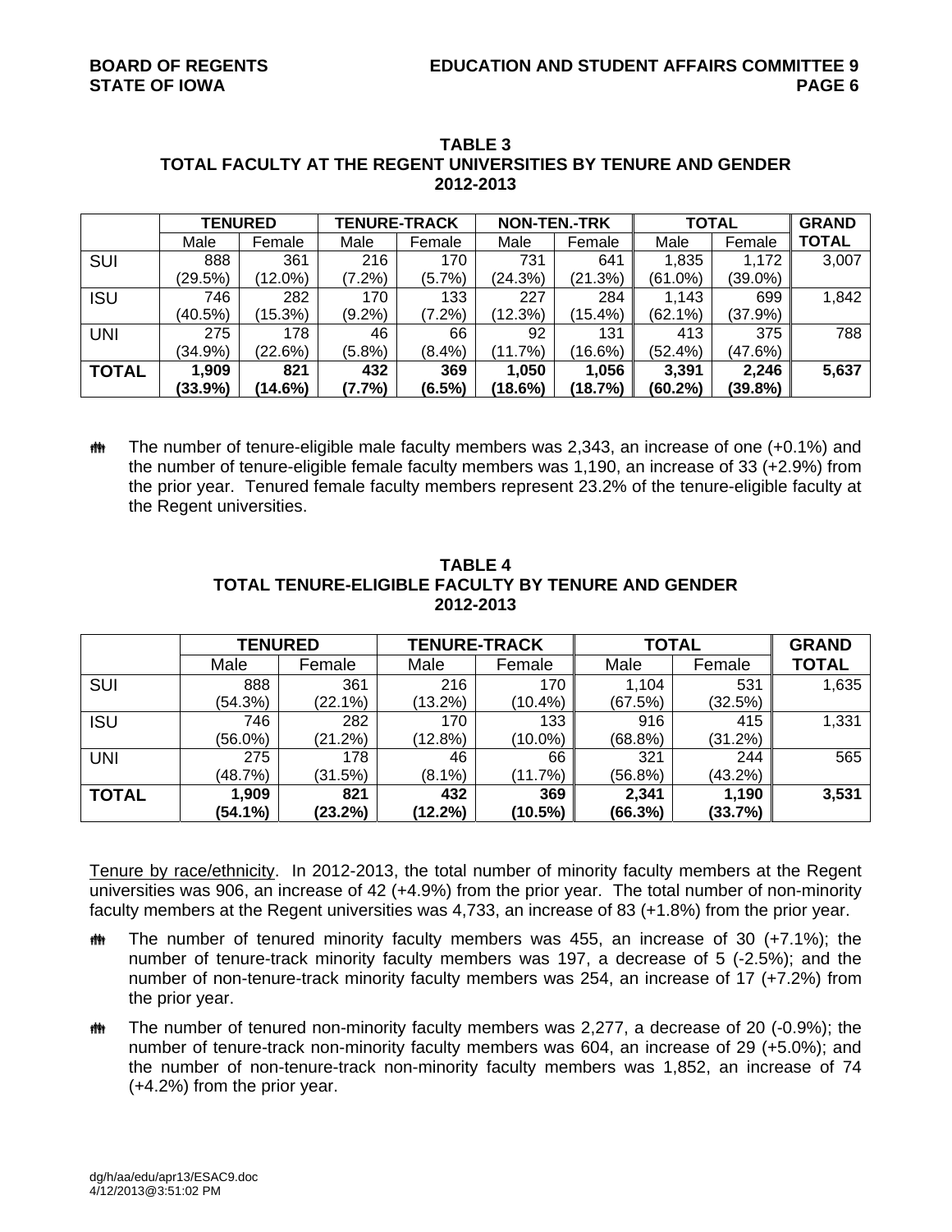**TABLE 3**
**TOTAL FACULTY AT THE REGENT UNIVERSITIES BY TENURE AND GENDER**
**2012-2013**

| | **TENURED** | | **TENURE-TRACK** | | **NON-TEN.-TRK** | | **TOTAL** | | **GRAND TOTAL** |
|---|---|---|---|---|---|---|---|---|---|
| | Male | Female | Male | Female | Male | Female | Male | Female | |
| SUI | 888 (29.5%) | 361 (12.0%) | 216 (7.2%) | 170 (5.7%) | 731 (24.3%) | 641 (21.3%) | 1,835 (61.0%) | 1,172 (39.0%) | 3,007 |
| ISU | 746 (40.5%) | 282 (15.3%) | 170 (9.2%) | 133 (7.2%) | 227 (12.3%) | 284 (15.4%) | 1,143 (62.1%) | 699 (37.9%) | 1,842 |
| UNI | 275 (34.9%) | 178 (22.6%) | 46 (5.8%) | 66 (8.4%) | 92 (11.7%) | 131 (16.6%) | 413 (52.4%) | 375 (47.6%) | 788 |
| **TOTAL** | **1,909 (33.9%)** | **821 (14.6%)** | **432 (7.7%)** | **369 (6.5%)** | **1,050 (18.6%)** | **1,056 (18.7%)** | **3,391 (60.2%)** | **2,246 (39.8%)** | **5,637** |

- The number of tenure-eligible male faculty members was 2,343, an increase of one (+0.1%) and the number of tenure-eligible female faculty members was 1,190, an increase of 33 (+2.9%) from the prior year. Tenured female faculty members represent 23.2% of the tenure-eligible faculty at the Regent universities.

**TABLE 4**
**TOTAL TENURE-ELIGIBLE FACULTY BY TENURE AND GENDER**
**2012-2013**

| | **TENURED** | | **TENURE-TRACK** | | **TOTAL** | | **GRAND TOTAL** |
|---|---|---|---|---|---|---|---|
| | Male | Female | Male | Female | Male | Female | |
| SUI | 888 (54.3%) | 361 (22.1%) | 216 (13.2%) | 170 (10.4%) | 1,104 (67.5%) | 531 (32.5%) | 1,635 |
| ISU | 746 (56.0%) | 282 (21.2%) | 170 (12.8%) | 133 (10.0%) | 916 (68.8%) | 415 (31.2%) | 1,331 |
| UNI | 275 (48.7%) | 178 (31.5%) | 46 (8.1%) | 66 (11.7%) | 321 (56.8%) | 244 (43.2%) | 565 |
| **TOTAL** | **1,909 (54.1%)** | **821 (23.2%)** | **432 (12.2%)** | **369 (10.5%)** | **2,341 (66.3%)** | **1,190 (33.7%)** | **3,531** |

Tenure by race/ethnicity. In 2012-2013, the total number of minority faculty members at the Regent universities was 906, an increase of 42 (+4.9%) from the prior year. The total number of non-minority faculty members at the Regent universities was 4,733, an increase of 83 (+1.8%) from the prior year.

- The number of tenured minority faculty members was 455, an increase of 30 (+7.1%); the number of tenure-track minority faculty members was 197, a decrease of 5 (-2.5%); and the number of non-tenure-track minority faculty members was 254, an increase of 17 (+7.2%) from the prior year.
- The number of tenured non-minority faculty members was 2,277, a decrease of 20 (-0.9%); the number of tenure-track non-minority faculty members was 604, an increase of 29 (+5.0%); and the number of non-tenure-track non-minority faculty members was 1,852, an increase of 74 (+4.2%) from the prior year.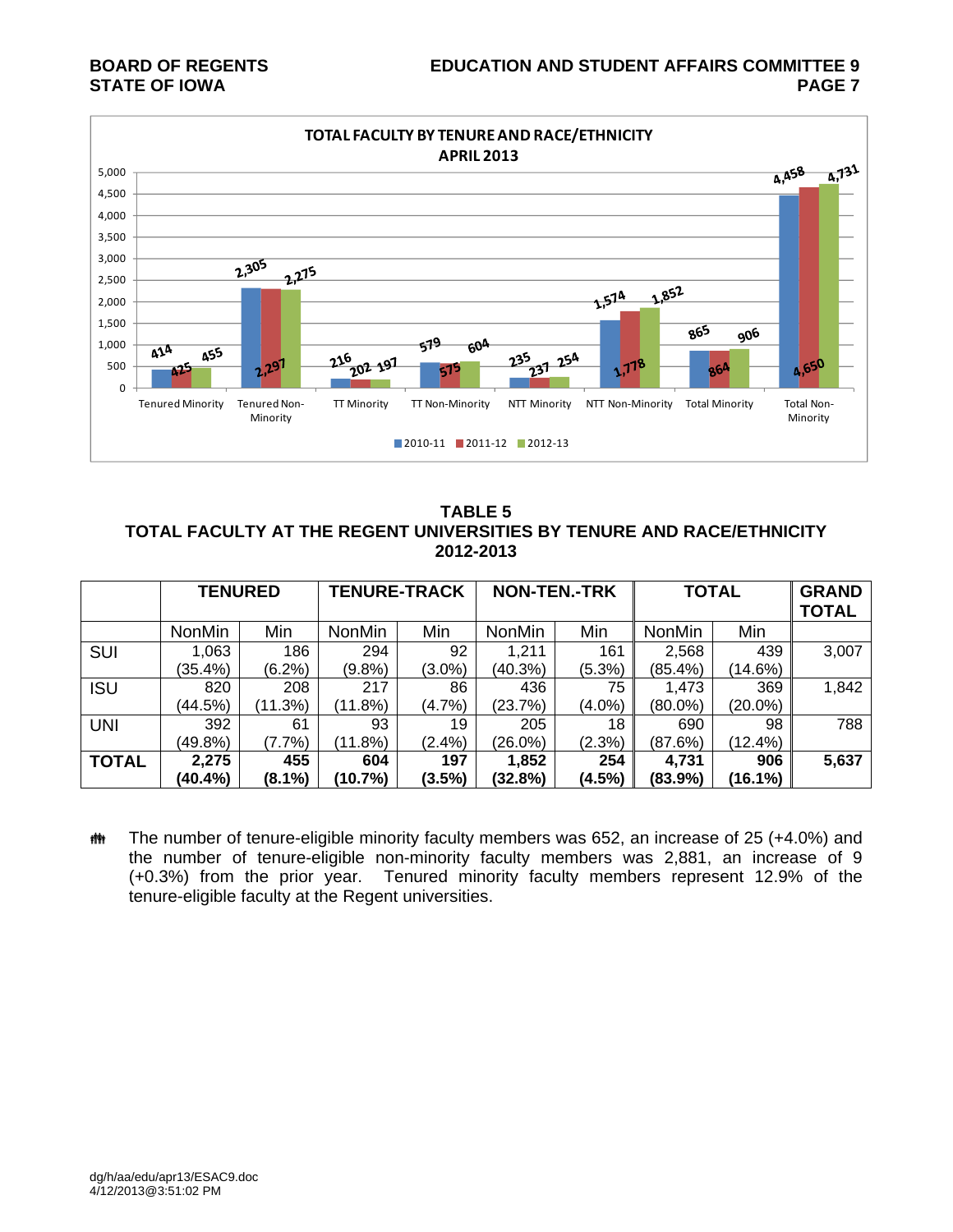**TOTAL FACULTY BY TENURE AND RACE/ETHNICITY**
**APRIL 2013**

| | 2010-11 | 2011-12 | 2012-13 |
|---|---|---|---|
| Tenured Minority | 414 | 425 | 455 |
| Tenured Non-Minority | 2,305 | 2,297 | 2,275 |
| TT Minority | 216 | 202 | 197 |
| TT Non-Minority | 579 | 575 | 604 |
| NTT Minority | 235 | 237 | 254 |
| NTT Non-Minority | 1,574 | 1,778 | 1,852 |
| Total Minority | 865 | 864 | 906 |
| Total Non-Minority | 4,458 | 4,650 | 4,731 |

## TABLE 5
## TOTAL FACULTY AT THE REGENT UNIVERSITIES BY TENURE AND RACE/ETHNICITY
## 2012-2013

| | TENURED | | TENURE-TRACK | | NON-TEN.-TRK | | TOTAL | | GRAND TOTAL |
|---|---|---|---|---|---|---|---|---|---|
| | NonMin | Min | NonMin | Min | NonMin | Min | NonMin | Min | |
| SUI | 1,063 (35.4%) | 186 (6.2%) | 294 (9.8%) | 92 (3.0%) | 1,211 (40.3%) | 161 (5.3%) | 2,568 (85.4%) | 439 (14.6%) | 3,007 |
| ISU | 820 (44.5%) | 208 (11.3%) | 217 (11.8%) | 86 (4.7%) | 436 (23.7%) | 75 (4.0%) | 1,473 (80.0%) | 369 (20.0%) | 1,842 |
| UNI | 392 (49.8%) | 61 (7.7%) | 93 (11.8%) | 19 (2.4%) | 205 (26.0%) | 18 (2.3%) | 690 (87.6%) | 98 (12.4%) | 788 |
| **TOTAL** | **2,275 (40.4%)** | **455 (8.1%)** | **604 (10.7%)** | **197 (3.5%)** | **1,852 (32.8%)** | **254 (4.5%)** | **4,731 (83.9%)** | **906 (16.1%)** | **5,637** |

- The number of tenure-eligible minority faculty members was 652, an increase of 25 (+4.0%) and the number of tenure-eligible non-minority faculty members was 2,881, an increase of 9 (+0.3%) from the prior year. Tenured minority faculty members represent 12.9% of the tenure-eligible faculty at the Regent universities.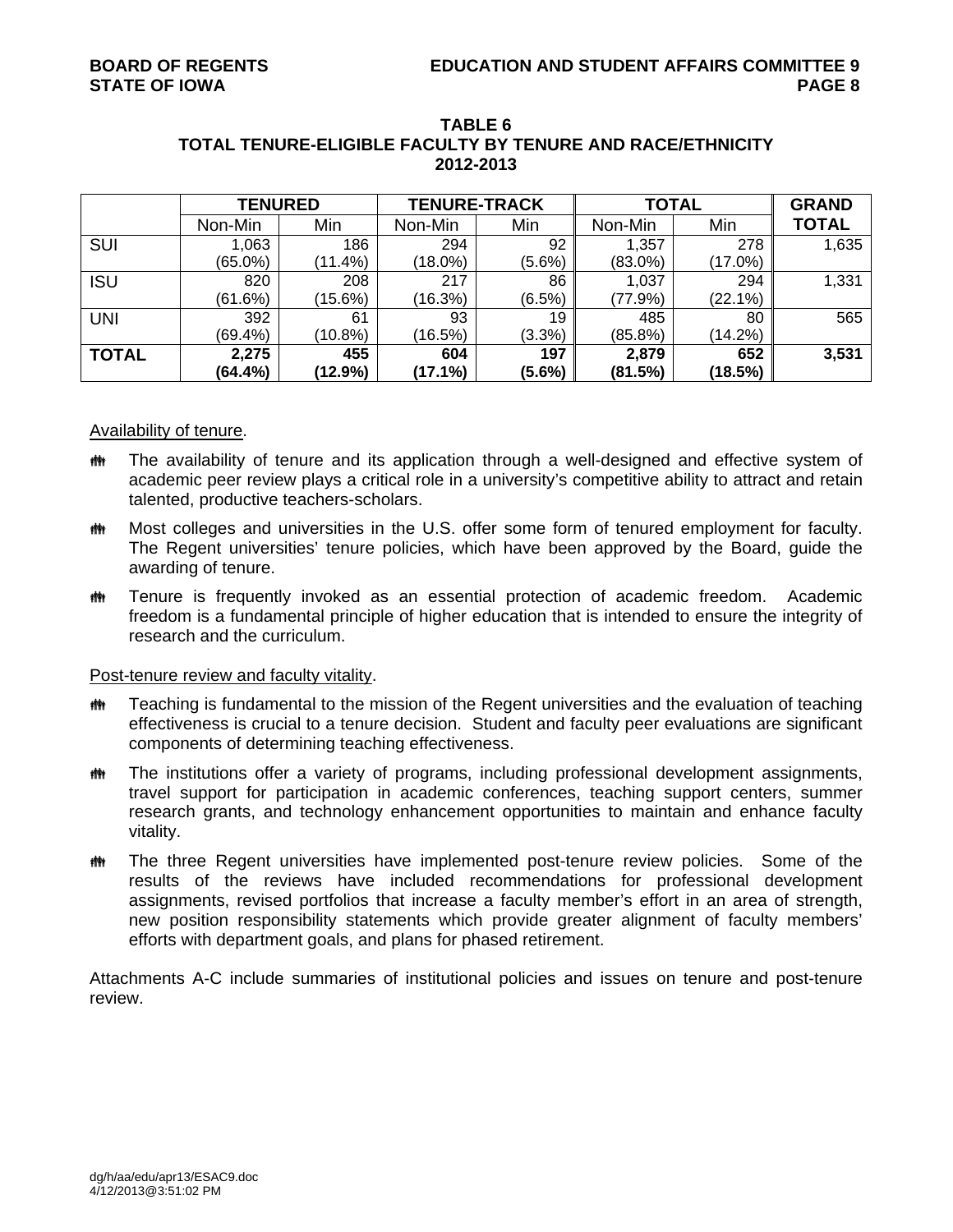**TABLE 6**
**TOTAL TENURE-ELIGIBLE FACULTY BY TENURE AND RACE/ETHNICITY**
**2012-2013**

| | **TENURED** | | **TENURE-TRACK** | | **TOTAL** | | **GRAND TOTAL** |
|---|---|---|---|---|---|---|---|
| | Non-Min | Min | Non-Min | Min | Non-Min | Min | |
| SUI | 1,063 (65.0%) | 186 (11.4%) | 294 (18.0%) | 92 (5.6%) | 1,357 (83.0%) | 278 (17.0%) | 1,635 |
| ISU | 820 (61.6%) | 208 (15.6%) | 217 (16.3%) | 86 (6.5%) | 1,037 (77.9%) | 294 (22.1%) | 1,331 |
| UNI | 392 (69.4%) | 61 (10.8%) | 93 (16.5%) | 19 (3.3%) | 485 (85.8%) | 80 (14.2%) | 565 |
| **TOTAL** | **2,275 (64.4%)** | **455 (12.9%)** | **604 (17.1%)** | **197 (5.6%)** | **2,879 (81.5%)** | **652 (18.5%)** | **3,531** |

Availability of tenure.

- The availability of tenure and its application through a well-designed and effective system of academic peer review plays a critical role in a university's competitive ability to attract and retain talented, productive teachers-scholars.
- Most colleges and universities in the U.S. offer some form of tenured employment for faculty. The Regent universities' tenure policies, which have been approved by the Board, guide the awarding of tenure.
- Tenure is frequently invoked as an essential protection of academic freedom. Academic freedom is a fundamental principle of higher education that is intended to ensure the integrity of research and the curriculum.

Post-tenure review and faculty vitality.

- Teaching is fundamental to the mission of the Regent universities and the evaluation of teaching effectiveness is crucial to a tenure decision. Student and faculty peer evaluations are significant components of determining teaching effectiveness.
- The institutions offer a variety of programs, including professional development assignments, travel support for participation in academic conferences, teaching support centers, summer research grants, and technology enhancement opportunities to maintain and enhance faculty vitality.
- The three Regent universities have implemented post-tenure review policies. Some of the results of the reviews have included recommendations for professional development assignments, revised portfolios that increase a faculty member's effort in an area of strength, new position responsibility statements which provide greater alignment of faculty members' efforts with department goals, and plans for phased retirement.

Attachments A-C include summaries of institutional policies and issues on tenure and post-tenure review.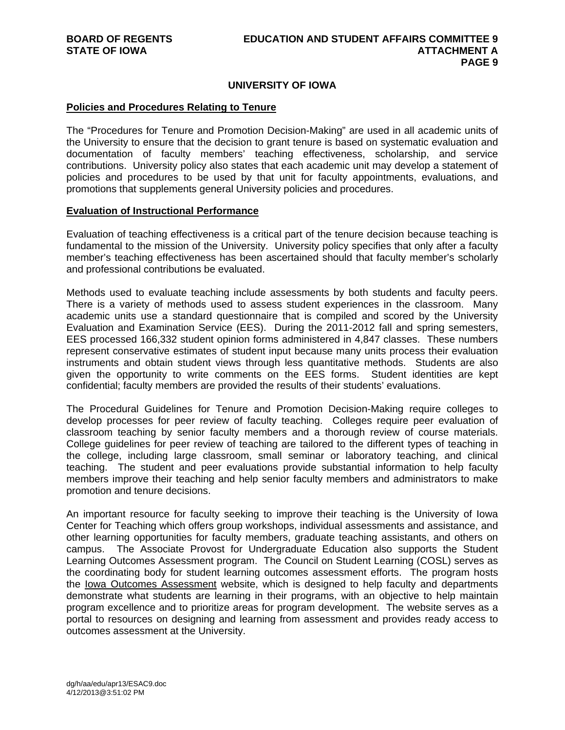## UNIVERSITY OF IOWA

### Policies and Procedures Relating to Tenure

The "Procedures for Tenure and Promotion Decision-Making" are used in all academic units of the University to ensure that the decision to grant tenure is based on systematic evaluation and documentation of faculty members' teaching effectiveness, scholarship, and service contributions. University policy also states that each academic unit may develop a statement of policies and procedures to be used by that unit for faculty appointments, evaluations, and promotions that supplements general University policies and procedures.

### Evaluation of Instructional Performance

Evaluation of teaching effectiveness is a critical part of the tenure decision because teaching is fundamental to the mission of the University. University policy specifies that only after a faculty member's teaching effectiveness has been ascertained should that faculty member's scholarly and professional contributions be evaluated.

Methods used to evaluate teaching include assessments by both students and faculty peers. There is a variety of methods used to assess student experiences in the classroom. Many academic units use a standard questionnaire that is compiled and scored by the University Evaluation and Examination Service (EES). During the 2011-2012 fall and spring semesters, EES processed 166,332 student opinion forms administered in 4,847 classes. These numbers represent conservative estimates of student input because many units process their evaluation instruments and obtain student views through less quantitative methods. Students are also given the opportunity to write comments on the EES forms. Student identities are kept confidential; faculty members are provided the results of their students' evaluations.

The Procedural Guidelines for Tenure and Promotion Decision-Making require colleges to develop processes for peer review of faculty teaching. Colleges require peer evaluation of classroom teaching by senior faculty members and a thorough review of course materials. College guidelines for peer review of teaching are tailored to the different types of teaching in the college, including large classroom, small seminar or laboratory teaching, and clinical teaching. The student and peer evaluations provide substantial information to help faculty members improve their teaching and help senior faculty members and administrators to make promotion and tenure decisions.

An important resource for faculty seeking to improve their teaching is the University of Iowa Center for Teaching which offers group workshops, individual assessments and assistance, and other learning opportunities for faculty members, graduate teaching assistants, and others on campus. The Associate Provost for Undergraduate Education also supports the Student Learning Outcomes Assessment program. The Council on Student Learning (COSL) serves as the coordinating body for student learning outcomes assessment efforts. The program hosts the Iowa Outcomes Assessment website, which is designed to help faculty and departments demonstrate what students are learning in their programs, with an objective to help maintain program excellence and to prioritize areas for program development. The website serves as a portal to resources on designing and learning from assessment and provides ready access to outcomes assessment at the University.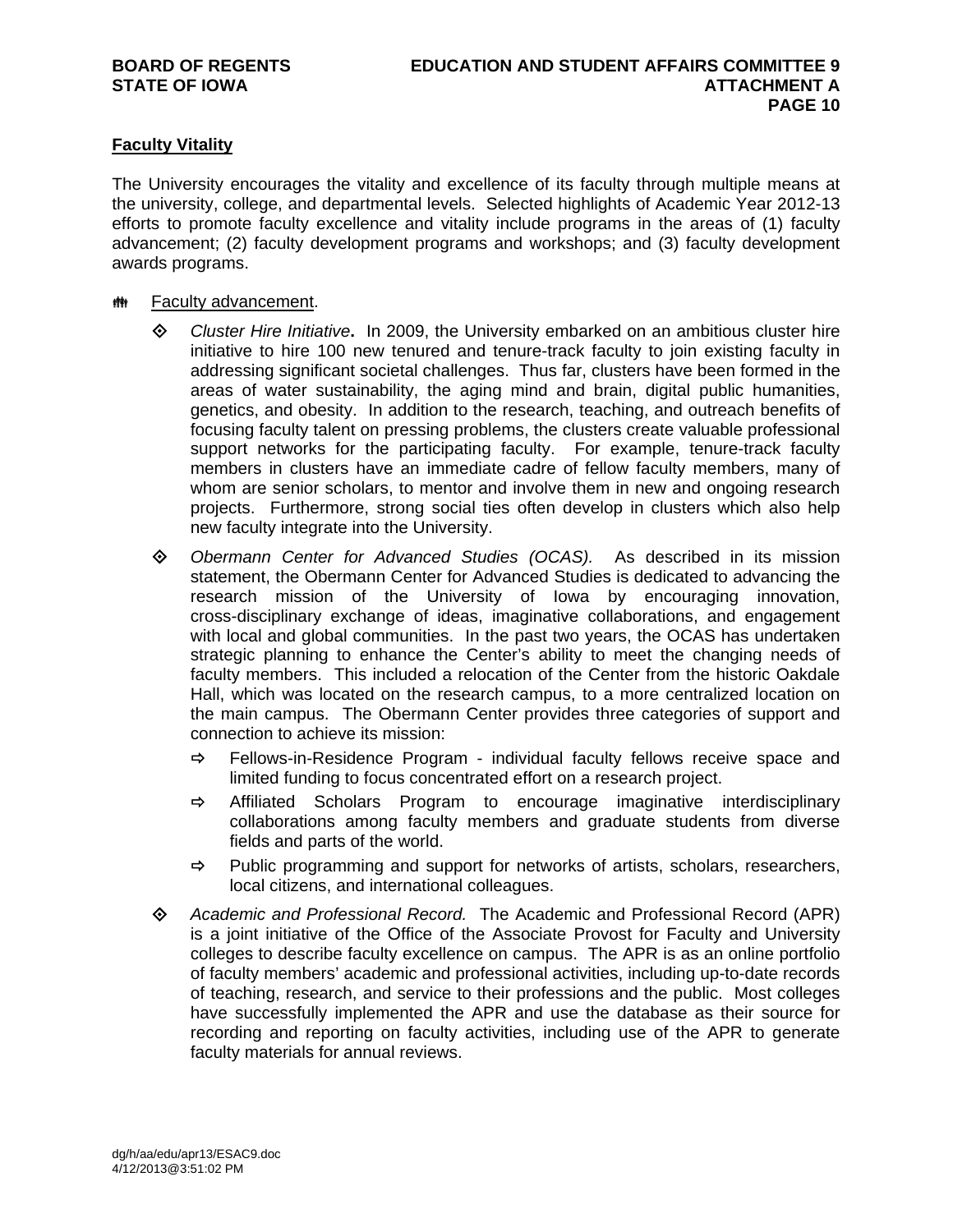**Faculty Vitality**

The University encourages the vitality and excellence of its faculty through multiple means at the university, college, and departmental levels. Selected highlights of Academic Year 2012-13 efforts to promote faculty excellence and vitality include programs in the areas of (1) faculty advancement; (2) faculty development programs and workshops; and (3) faculty development awards programs.

- Faculty advancement.
  - *Cluster Hire Initiative*. In 2009, the University embarked on an ambitious cluster hire initiative to hire 100 new tenured and tenure-track faculty to join existing faculty in addressing significant societal challenges. Thus far, clusters have been formed in the areas of water sustainability, the aging mind and brain, digital public humanities, genetics, and obesity. In addition to the research, teaching, and outreach benefits of focusing faculty talent on pressing problems, the clusters create valuable professional support networks for the participating faculty. For example, tenure-track faculty members in clusters have an immediate cadre of fellow faculty members, many of whom are senior scholars, to mentor and involve them in new and ongoing research projects. Furthermore, strong social ties often develop in clusters which also help new faculty integrate into the University.
  - *Obermann Center for Advanced Studies (OCAS).* As described in its mission statement, the Obermann Center for Advanced Studies is dedicated to advancing the research mission of the University of Iowa by encouraging innovation, cross-disciplinary exchange of ideas, imaginative collaborations, and engagement with local and global communities. In the past two years, the OCAS has undertaken strategic planning to enhance the Center's ability to meet the changing needs of faculty members. This included a relocation of the Center from the historic Oakdale Hall, which was located on the research campus, to a more centralized location on the main campus. The Obermann Center provides three categories of support and connection to achieve its mission:
    - Fellows-in-Residence Program - individual faculty fellows receive space and limited funding to focus concentrated effort on a research project.
    - Affiliated Scholars Program to encourage imaginative interdisciplinary collaborations among faculty members and graduate students from diverse fields and parts of the world.
    - Public programming and support for networks of artists, scholars, researchers, local citizens, and international colleagues.
  - *Academic and Professional Record.* The Academic and Professional Record (APR) is a joint initiative of the Office of the Associate Provost for Faculty and University colleges to describe faculty excellence on campus. The APR is as an online portfolio of faculty members' academic and professional activities, including up-to-date records of teaching, research, and service to their professions and the public. Most colleges have successfully implemented the APR and use the database as their source for recording and reporting on faculty activities, including use of the APR to generate faculty materials for annual reviews.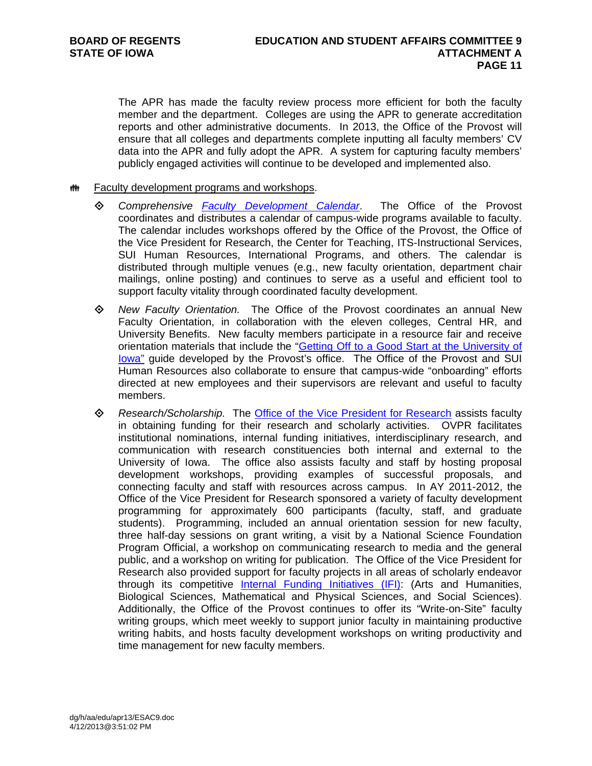The APR has made the faculty review process more efficient for both the faculty member and the department. Colleges are using the APR to generate accreditation reports and other administrative documents. In 2013, the Office of the Provost will ensure that all colleges and departments complete inputting all faculty members' CV data into the APR and fully adopt the APR. A system for capturing faculty members' publicly engaged activities will continue to be developed and implemented also.

- Faculty development programs and workshops.

  - *Comprehensive Faculty Development Calendar*. The Office of the Provost coordinates and distributes a calendar of campus-wide programs available to faculty. The calendar includes workshops offered by the Office of the Provost, the Office of the Vice President for Research, the Center for Teaching, ITS-Instructional Services, SUI Human Resources, International Programs, and others. The calendar is distributed through multiple venues (e.g., new faculty orientation, department chair mailings, online posting) and continues to serve as a useful and efficient tool to support faculty vitality through coordinated faculty development.

  - *New Faculty Orientation.* The Office of the Provost coordinates an annual New Faculty Orientation, in collaboration with the eleven colleges, Central HR, and University Benefits. New faculty members participate in a resource fair and receive orientation materials that include the "Getting Off to a Good Start at the University of Iowa" guide developed by the Provost's office. The Office of the Provost and SUI Human Resources also collaborate to ensure that campus-wide "onboarding" efforts directed at new employees and their supervisors are relevant and useful to faculty members.

  - *Research/Scholarship.* The Office of the Vice President for Research assists faculty in obtaining funding for their research and scholarly activities. OVPR facilitates institutional nominations, internal funding initiatives, interdisciplinary research, and communication with research constituencies both internal and external to the University of Iowa. The office also assists faculty and staff by hosting proposal development workshops, providing examples of successful proposals, and connecting faculty and staff with resources across campus. In AY 2011-2012, the Office of the Vice President for Research sponsored a variety of faculty development programming for approximately 600 participants (faculty, staff, and graduate students). Programming, included an annual orientation session for new faculty, three half-day sessions on grant writing, a visit by a National Science Foundation Program Official, a workshop on communicating research to media and the general public, and a workshop on writing for publication. The Office of the Vice President for Research also provided support for faculty projects in all areas of scholarly endeavor through its competitive Internal Funding Initiatives (IFI): (Arts and Humanities, Biological Sciences, Mathematical and Physical Sciences, and Social Sciences). Additionally, the Office of the Provost continues to offer its "Write-on-Site" faculty writing groups, which meet weekly to support junior faculty in maintaining productive writing habits, and hosts faculty development workshops on writing productivity and time management for new faculty members.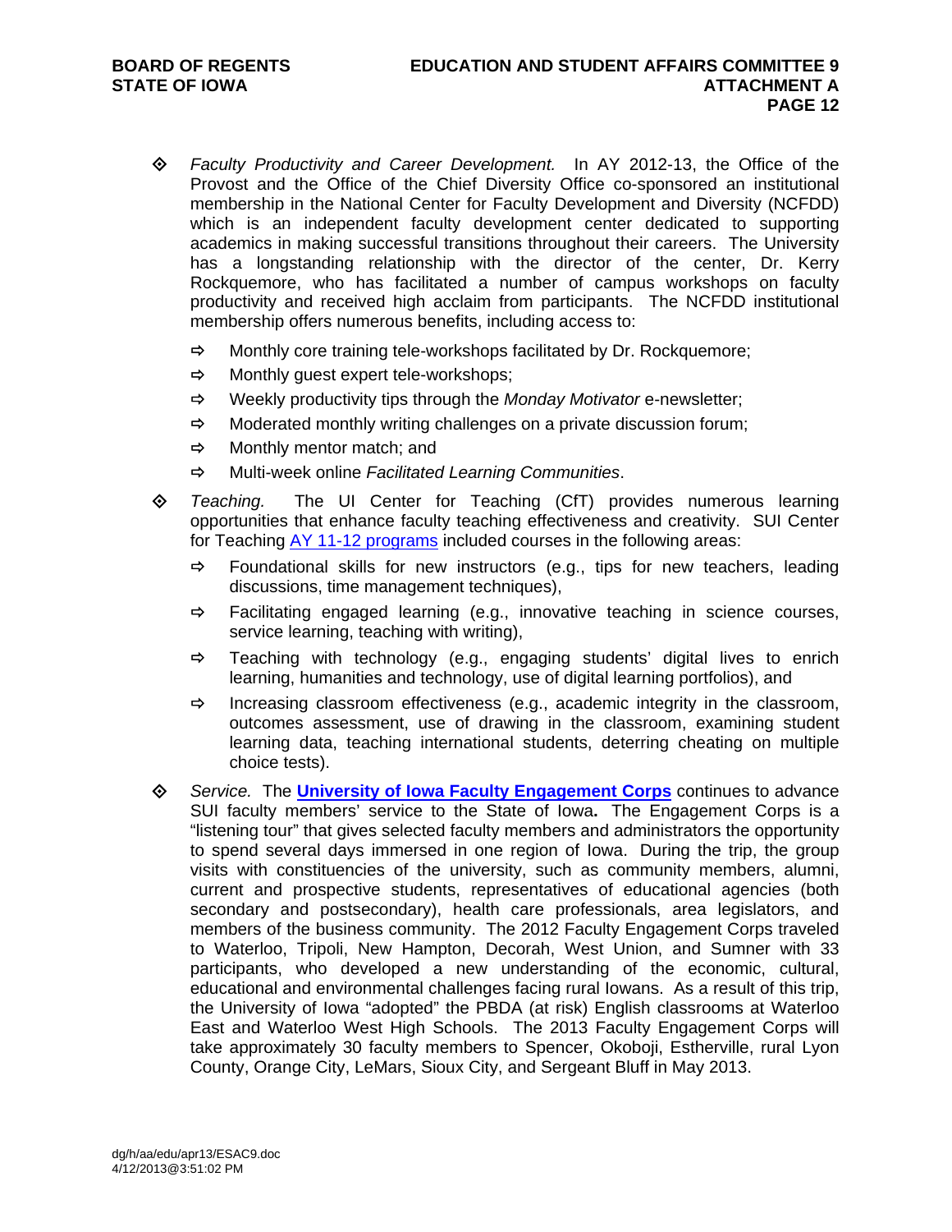- *Faculty Productivity and Career Development.* In AY 2012-13, the Office of the Provost and the Office of the Chief Diversity Office co-sponsored an institutional membership in the National Center for Faculty Development and Diversity (NCFDD) which is an independent faculty development center dedicated to supporting academics in making successful transitions throughout their careers. The University has a longstanding relationship with the director of the center, Dr. Kerry Rockquemore, who has facilitated a number of campus workshops on faculty productivity and received high acclaim from participants. The NCFDD institutional membership offers numerous benefits, including access to:
  - Monthly core training tele-workshops facilitated by Dr. Rockquemore;
  - Monthly guest expert tele-workshops;
  - Weekly productivity tips through the *Monday Motivator* e-newsletter;
  - Moderated monthly writing challenges on a private discussion forum;
  - Monthly mentor match; and
  - Multi-week online *Facilitated Learning Communities*.
- *Teaching.* The UI Center for Teaching (CfT) provides numerous learning opportunities that enhance faculty teaching effectiveness and creativity. SUI Center for Teaching AY 11-12 programs included courses in the following areas:
  - Foundational skills for new instructors (e.g., tips for new teachers, leading discussions, time management techniques),
  - Facilitating engaged learning (e.g., innovative teaching in science courses, service learning, teaching with writing),
  - Teaching with technology (e.g., engaging students' digital lives to enrich learning, humanities and technology, use of digital learning portfolios), and
  - Increasing classroom effectiveness (e.g., academic integrity in the classroom, outcomes assessment, use of drawing in the classroom, examining student learning data, teaching international students, deterring cheating on multiple choice tests).
- *Service.* The **University of Iowa Faculty Engagement Corps** continues to advance SUI faculty members' service to the State of Iowa**.** The Engagement Corps is a "listening tour" that gives selected faculty members and administrators the opportunity to spend several days immersed in one region of Iowa. During the trip, the group visits with constituencies of the university, such as community members, alumni, current and prospective students, representatives of educational agencies (both secondary and postsecondary), health care professionals, area legislators, and members of the business community. The 2012 Faculty Engagement Corps traveled to Waterloo, Tripoli, New Hampton, Decorah, West Union, and Sumner with 33 participants, who developed a new understanding of the economic, cultural, educational and environmental challenges facing rural Iowans. As a result of this trip, the University of Iowa "adopted" the PBDA (at risk) English classrooms at Waterloo East and Waterloo West High Schools. The 2013 Faculty Engagement Corps will take approximately 30 faculty members to Spencer, Okoboji, Estherville, rural Lyon County, Orange City, LeMars, Sioux City, and Sergeant Bluff in May 2013.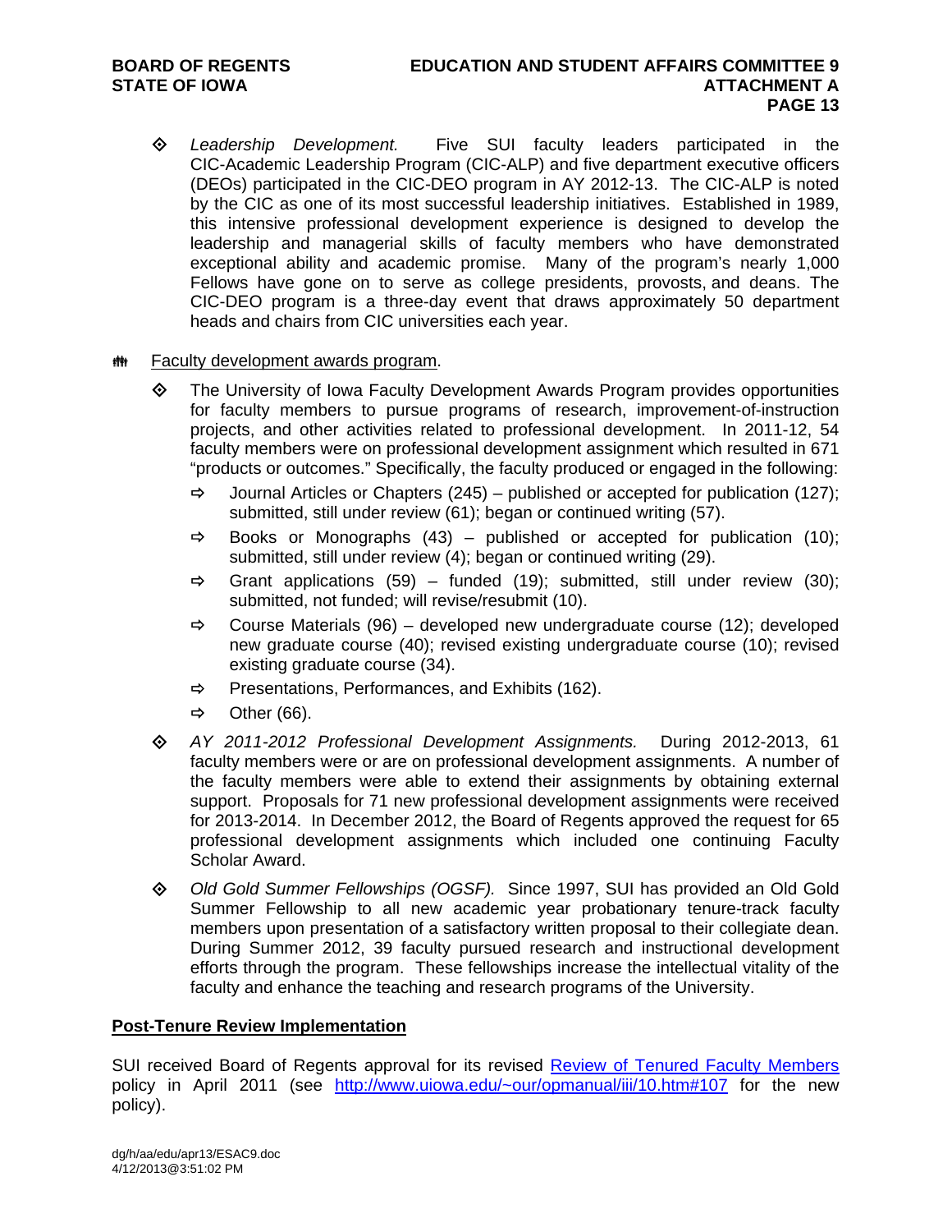- *Leadership Development.* Five SUI faculty leaders participated in the CIC-Academic Leadership Program (CIC-ALP) and five department executive officers (DEOs) participated in the CIC-DEO program in AY 2012-13. The CIC-ALP is noted by the CIC as one of its most successful leadership initiatives. Established in 1989, this intensive professional development experience is designed to develop the leadership and managerial skills of faculty members who have demonstrated exceptional ability and academic promise. Many of the program's nearly 1,000 Fellows have gone on to serve as college presidents, provosts, and deans. The CIC-DEO program is a three-day event that draws approximately 50 department heads and chairs from CIC universities each year.

- <u>Faculty development awards program</u>.
  - The University of Iowa Faculty Development Awards Program provides opportunities for faculty members to pursue programs of research, improvement-of-instruction projects, and other activities related to professional development. In 2011-12, 54 faculty members were on professional development assignment which resulted in 671 "products or outcomes." Specifically, the faculty produced or engaged in the following:
    - Journal Articles or Chapters (245) – published or accepted for publication (127); submitted, still under review (61); began or continued writing (57).
    - Books or Monographs (43) – published or accepted for publication (10); submitted, still under review (4); began or continued writing (29).
    - Grant applications (59) – funded (19); submitted, still under review (30); submitted, not funded; will revise/resubmit (10).
    - Course Materials (96) – developed new undergraduate course (12); developed new graduate course (40); revised existing undergraduate course (10); revised existing graduate course (34).
    - Presentations, Performances, and Exhibits (162).
    - Other (66).
  - *AY 2011-2012 Professional Development Assignments.* During 2012-2013, 61 faculty members were or are on professional development assignments. A number of the faculty members were able to extend their assignments by obtaining external support. Proposals for 71 new professional development assignments were received for 2013-2014. In December 2012, the Board of Regents approved the request for 65 professional development assignments which included one continuing Faculty Scholar Award.
  - *Old Gold Summer Fellowships (OGSF).* Since 1997, SUI has provided an Old Gold Summer Fellowship to all new academic year probationary tenure-track faculty members upon presentation of a satisfactory written proposal to their collegiate dean. During Summer 2012, 39 faculty pursued research and instructional development efforts through the program. These fellowships increase the intellectual vitality of the faculty and enhance the teaching and research programs of the University.

**<u>Post-Tenure Review Implementation</u>**

SUI received Board of Regents approval for its revised [Review of Tenured Faculty Members](http://www.uiowa.edu/~our/opmanual/iii/10.htm#107) policy in April 2011 (see http://www.uiowa.edu/~our/opmanual/iii/10.htm#107 for the new policy).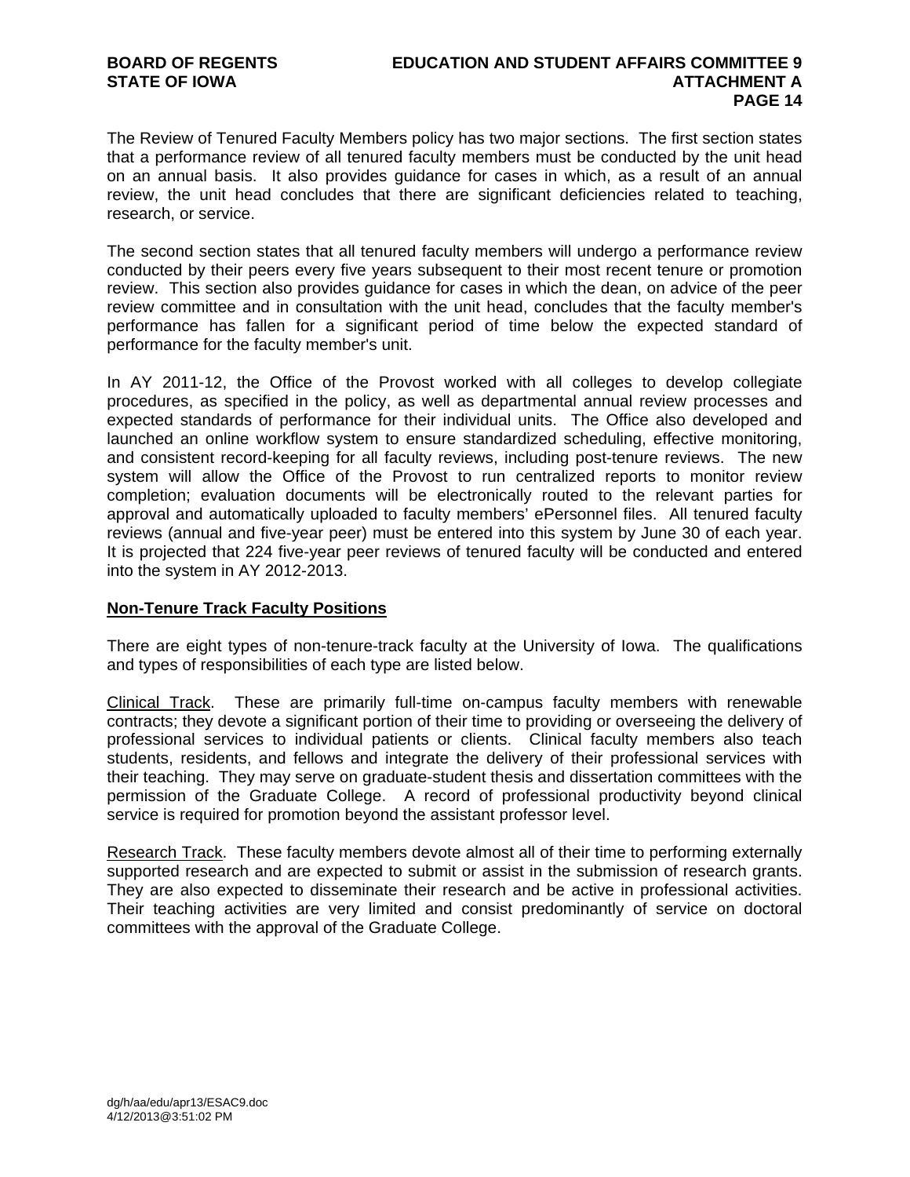The Review of Tenured Faculty Members policy has two major sections. The first section states that a performance review of all tenured faculty members must be conducted by the unit head on an annual basis. It also provides guidance for cases in which, as a result of an annual review, the unit head concludes that there are significant deficiencies related to teaching, research, or service.

The second section states that all tenured faculty members will undergo a performance review conducted by their peers every five years subsequent to their most recent tenure or promotion review. This section also provides guidance for cases in which the dean, on advice of the peer review committee and in consultation with the unit head, concludes that the faculty member's performance has fallen for a significant period of time below the expected standard of performance for the faculty member's unit.

In AY 2011-12, the Office of the Provost worked with all colleges to develop collegiate procedures, as specified in the policy, as well as departmental annual review processes and expected standards of performance for their individual units. The Office also developed and launched an online workflow system to ensure standardized scheduling, effective monitoring, and consistent record-keeping for all faculty reviews, including post-tenure reviews. The new system will allow the Office of the Provost to run centralized reports to monitor review completion; evaluation documents will be electronically routed to the relevant parties for approval and automatically uploaded to faculty members' ePersonnel files. All tenured faculty reviews (annual and five-year peer) must be entered into this system by June 30 of each year. It is projected that 224 five-year peer reviews of tenured faculty will be conducted and entered into the system in AY 2012-2013.

## Non-Tenure Track Faculty Positions

There are eight types of non-tenure-track faculty at the University of Iowa. The qualifications and types of responsibilities of each type are listed below.

Clinical Track. These are primarily full-time on-campus faculty members with renewable contracts; they devote a significant portion of their time to providing or overseeing the delivery of professional services to individual patients or clients. Clinical faculty members also teach students, residents, and fellows and integrate the delivery of their professional services with their teaching. They may serve on graduate-student thesis and dissertation committees with the permission of the Graduate College. A record of professional productivity beyond clinical service is required for promotion beyond the assistant professor level.

Research Track. These faculty members devote almost all of their time to performing externally supported research and are expected to submit or assist in the submission of research grants. They are also expected to disseminate their research and be active in professional activities. Their teaching activities are very limited and consist predominantly of service on doctoral committees with the approval of the Graduate College.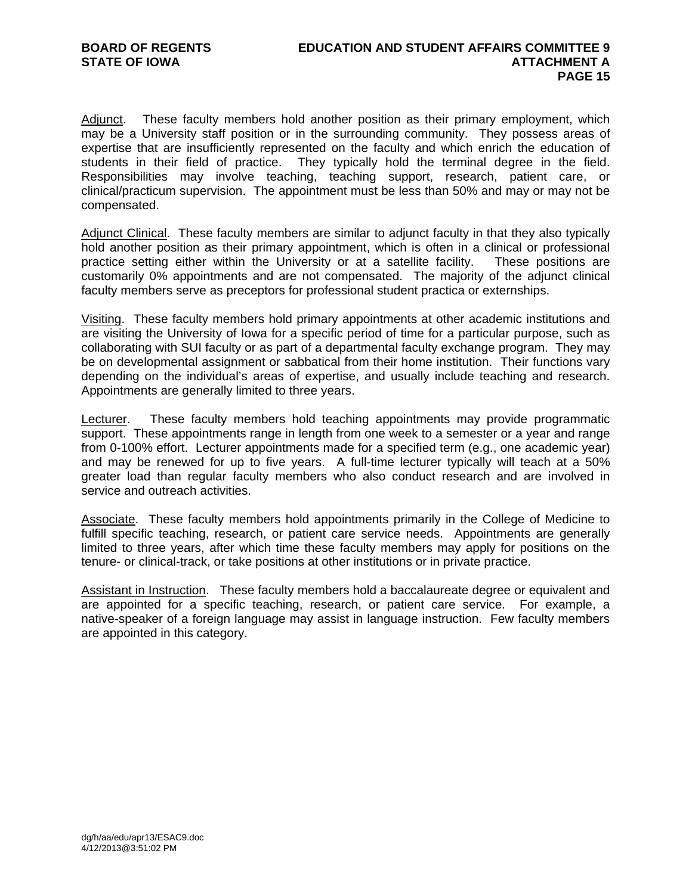<u>Adjunct</u>. These faculty members hold another position as their primary employment, which may be a University staff position or in the surrounding community. They possess areas of expertise that are insufficiently represented on the faculty and which enrich the education of students in their field of practice. They typically hold the terminal degree in the field. Responsibilities may involve teaching, teaching support, research, patient care, or clinical/practicum supervision. The appointment must be less than 50% and may or may not be compensated.

<u>Adjunct Clinical</u>. These faculty members are similar to adjunct faculty in that they also typically hold another position as their primary appointment, which is often in a clinical or professional practice setting either within the University or at a satellite facility. These positions are customarily 0% appointments and are not compensated. The majority of the adjunct clinical faculty members serve as preceptors for professional student practica or externships.

<u>Visiting</u>. These faculty members hold primary appointments at other academic institutions and are visiting the University of Iowa for a specific period of time for a particular purpose, such as collaborating with SUI faculty or as part of a departmental faculty exchange program. They may be on developmental assignment or sabbatical from their home institution. Their functions vary depending on the individual's areas of expertise, and usually include teaching and research. Appointments are generally limited to three years.

<u>Lecturer</u>. These faculty members hold teaching appointments may provide programmatic support. These appointments range in length from one week to a semester or a year and range from 0-100% effort. Lecturer appointments made for a specified term (e.g., one academic year) and may be renewed for up to five years. A full-time lecturer typically will teach at a 50% greater load than regular faculty members who also conduct research and are involved in service and outreach activities.

<u>Associate</u>. These faculty members hold appointments primarily in the College of Medicine to fulfill specific teaching, research, or patient care service needs. Appointments are generally limited to three years, after which time these faculty members may apply for positions on the tenure- or clinical-track, or take positions at other institutions or in private practice.

<u>Assistant in Instruction</u>. These faculty members hold a baccalaureate degree or equivalent and are appointed for a specific teaching, research, or patient care service. For example, a native-speaker of a foreign language may assist in language instruction. Few faculty members are appointed in this category.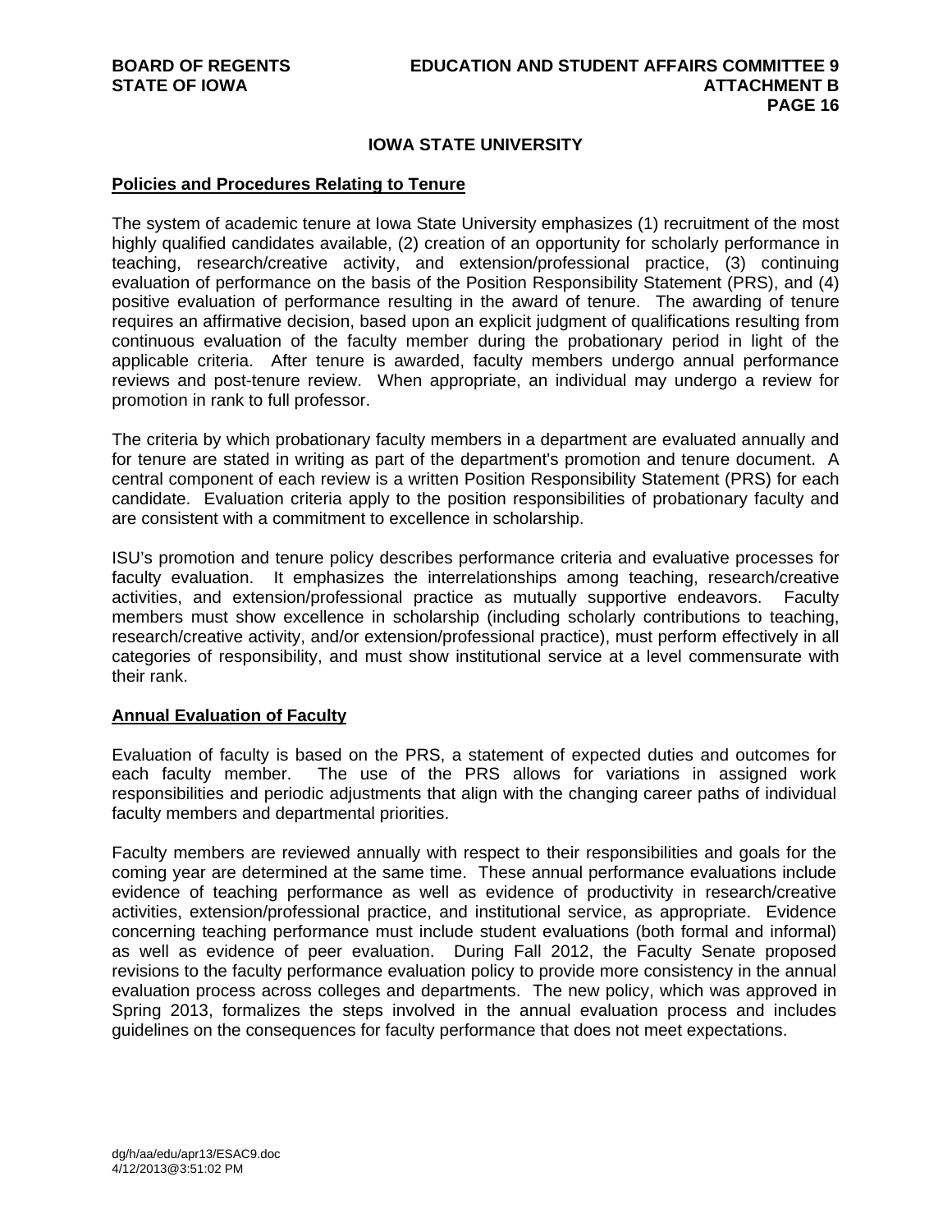## IOWA STATE UNIVERSITY

### Policies and Procedures Relating to Tenure

The system of academic tenure at Iowa State University emphasizes (1) recruitment of the most highly qualified candidates available, (2) creation of an opportunity for scholarly performance in teaching, research/creative activity, and extension/professional practice, (3) continuing evaluation of performance on the basis of the Position Responsibility Statement (PRS), and (4) positive evaluation of performance resulting in the award of tenure. The awarding of tenure requires an affirmative decision, based upon an explicit judgment of qualifications resulting from continuous evaluation of the faculty member during the probationary period in light of the applicable criteria. After tenure is awarded, faculty members undergo annual performance reviews and post-tenure review. When appropriate, an individual may undergo a review for promotion in rank to full professor.

The criteria by which probationary faculty members in a department are evaluated annually and for tenure are stated in writing as part of the department's promotion and tenure document. A central component of each review is a written Position Responsibility Statement (PRS) for each candidate. Evaluation criteria apply to the position responsibilities of probationary faculty and are consistent with a commitment to excellence in scholarship.

ISU's promotion and tenure policy describes performance criteria and evaluative processes for faculty evaluation. It emphasizes the interrelationships among teaching, research/creative activities, and extension/professional practice as mutually supportive endeavors. Faculty members must show excellence in scholarship (including scholarly contributions to teaching, research/creative activity, and/or extension/professional practice), must perform effectively in all categories of responsibility, and must show institutional service at a level commensurate with their rank.

### Annual Evaluation of Faculty

Evaluation of faculty is based on the PRS, a statement of expected duties and outcomes for each faculty member. The use of the PRS allows for variations in assigned work responsibilities and periodic adjustments that align with the changing career paths of individual faculty members and departmental priorities.

Faculty members are reviewed annually with respect to their responsibilities and goals for the coming year are determined at the same time. These annual performance evaluations include evidence of teaching performance as well as evidence of productivity in research/creative activities, extension/professional practice, and institutional service, as appropriate. Evidence concerning teaching performance must include student evaluations (both formal and informal) as well as evidence of peer evaluation. During Fall 2012, the Faculty Senate proposed revisions to the faculty performance evaluation policy to provide more consistency in the annual evaluation process across colleges and departments. The new policy, which was approved in Spring 2013, formalizes the steps involved in the annual evaluation process and includes guidelines on the consequences for faculty performance that does not meet expectations.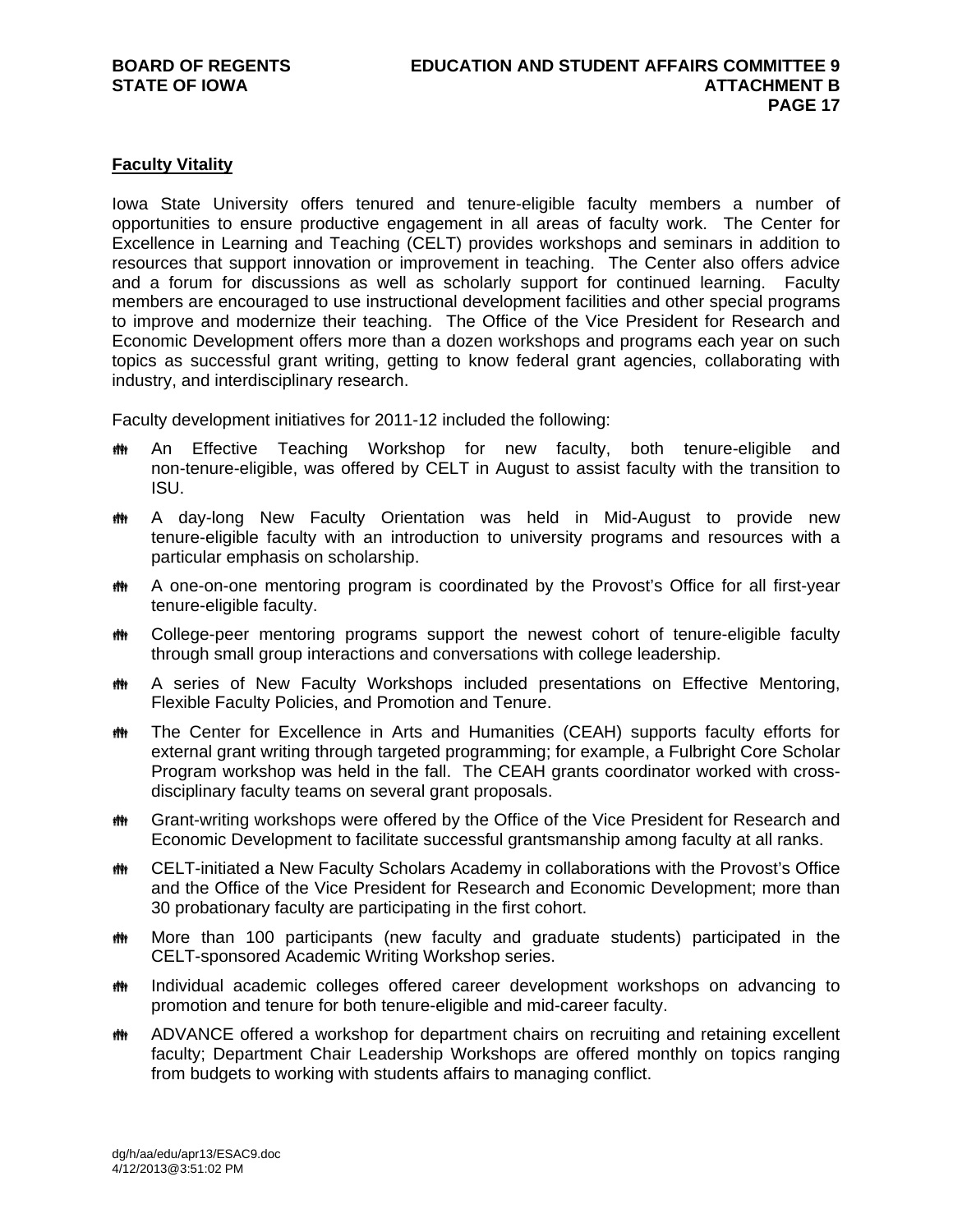**Faculty Vitality**

Iowa State University offers tenured and tenure-eligible faculty members a number of opportunities to ensure productive engagement in all areas of faculty work. The Center for Excellence in Learning and Teaching (CELT) provides workshops and seminars in addition to resources that support innovation or improvement in teaching. The Center also offers advice and a forum for discussions as well as scholarly support for continued learning. Faculty members are encouraged to use instructional development facilities and other special programs to improve and modernize their teaching. The Office of the Vice President for Research and Economic Development offers more than a dozen workshops and programs each year on such topics as successful grant writing, getting to know federal grant agencies, collaborating with industry, and interdisciplinary research.

Faculty development initiatives for 2011-12 included the following:

- An Effective Teaching Workshop for new faculty, both tenure-eligible and non-tenure-eligible, was offered by CELT in August to assist faculty with the transition to ISU.
- A day-long New Faculty Orientation was held in Mid-August to provide new tenure-eligible faculty with an introduction to university programs and resources with a particular emphasis on scholarship.
- A one-on-one mentoring program is coordinated by the Provost's Office for all first-year tenure-eligible faculty.
- College-peer mentoring programs support the newest cohort of tenure-eligible faculty through small group interactions and conversations with college leadership.
- A series of New Faculty Workshops included presentations on Effective Mentoring, Flexible Faculty Policies, and Promotion and Tenure.
- The Center for Excellence in Arts and Humanities (CEAH) supports faculty efforts for external grant writing through targeted programming; for example, a Fulbright Core Scholar Program workshop was held in the fall. The CEAH grants coordinator worked with cross-disciplinary faculty teams on several grant proposals.
- Grant-writing workshops were offered by the Office of the Vice President for Research and Economic Development to facilitate successful grantsmanship among faculty at all ranks.
- CELT-initiated a New Faculty Scholars Academy in collaborations with the Provost's Office and the Office of the Vice President for Research and Economic Development; more than 30 probationary faculty are participating in the first cohort.
- More than 100 participants (new faculty and graduate students) participated in the CELT-sponsored Academic Writing Workshop series.
- Individual academic colleges offered career development workshops on advancing to promotion and tenure for both tenure-eligible and mid-career faculty.
- ADVANCE offered a workshop for department chairs on recruiting and retaining excellent faculty; Department Chair Leadership Workshops are offered monthly on topics ranging from budgets to working with students affairs to managing conflict.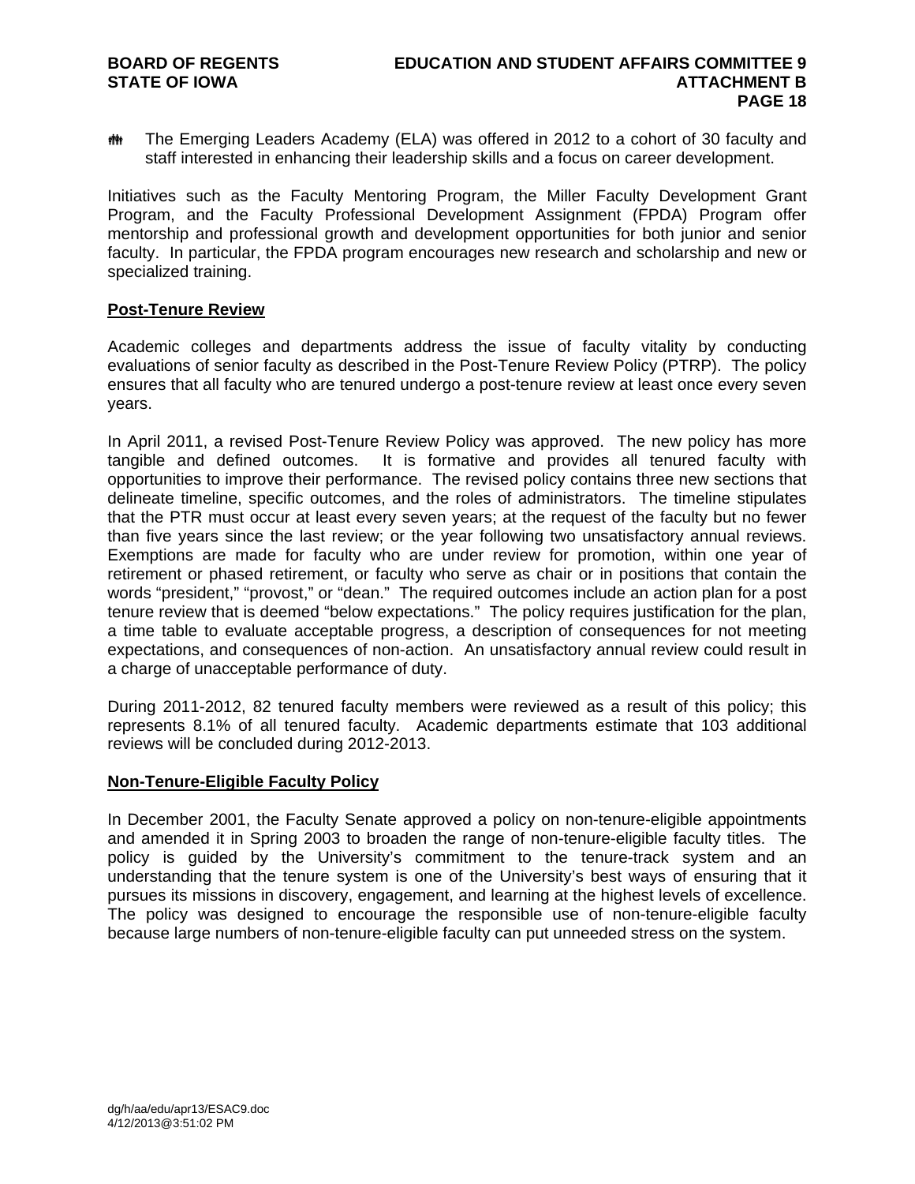- The Emerging Leaders Academy (ELA) was offered in 2012 to a cohort of 30 faculty and staff interested in enhancing their leadership skills and a focus on career development.

Initiatives such as the Faculty Mentoring Program, the Miller Faculty Development Grant Program, and the Faculty Professional Development Assignment (FPDA) Program offer mentorship and professional growth and development opportunities for both junior and senior faculty. In particular, the FPDA program encourages new research and scholarship and new or specialized training.

## Post-Tenure Review

Academic colleges and departments address the issue of faculty vitality by conducting evaluations of senior faculty as described in the Post-Tenure Review Policy (PTRP). The policy ensures that all faculty who are tenured undergo a post-tenure review at least once every seven years.

In April 2011, a revised Post-Tenure Review Policy was approved. The new policy has more tangible and defined outcomes. It is formative and provides all tenured faculty with opportunities to improve their performance. The revised policy contains three new sections that delineate timeline, specific outcomes, and the roles of administrators. The timeline stipulates that the PTR must occur at least every seven years; at the request of the faculty but no fewer than five years since the last review; or the year following two unsatisfactory annual reviews. Exemptions are made for faculty who are under review for promotion, within one year of retirement or phased retirement, or faculty who serve as chair or in positions that contain the words "president," "provost," or "dean." The required outcomes include an action plan for a post tenure review that is deemed "below expectations." The policy requires justification for the plan, a time table to evaluate acceptable progress, a description of consequences for not meeting expectations, and consequences of non-action. An unsatisfactory annual review could result in a charge of unacceptable performance of duty.

During 2011-2012, 82 tenured faculty members were reviewed as a result of this policy; this represents 8.1% of all tenured faculty. Academic departments estimate that 103 additional reviews will be concluded during 2012-2013.

## Non-Tenure-Eligible Faculty Policy

In December 2001, the Faculty Senate approved a policy on non-tenure-eligible appointments and amended it in Spring 2003 to broaden the range of non-tenure-eligible faculty titles. The policy is guided by the University's commitment to the tenure-track system and an understanding that the tenure system is one of the University's best ways of ensuring that it pursues its missions in discovery, engagement, and learning at the highest levels of excellence. The policy was designed to encourage the responsible use of non-tenure-eligible faculty because large numbers of non-tenure-eligible faculty can put unneeded stress on the system.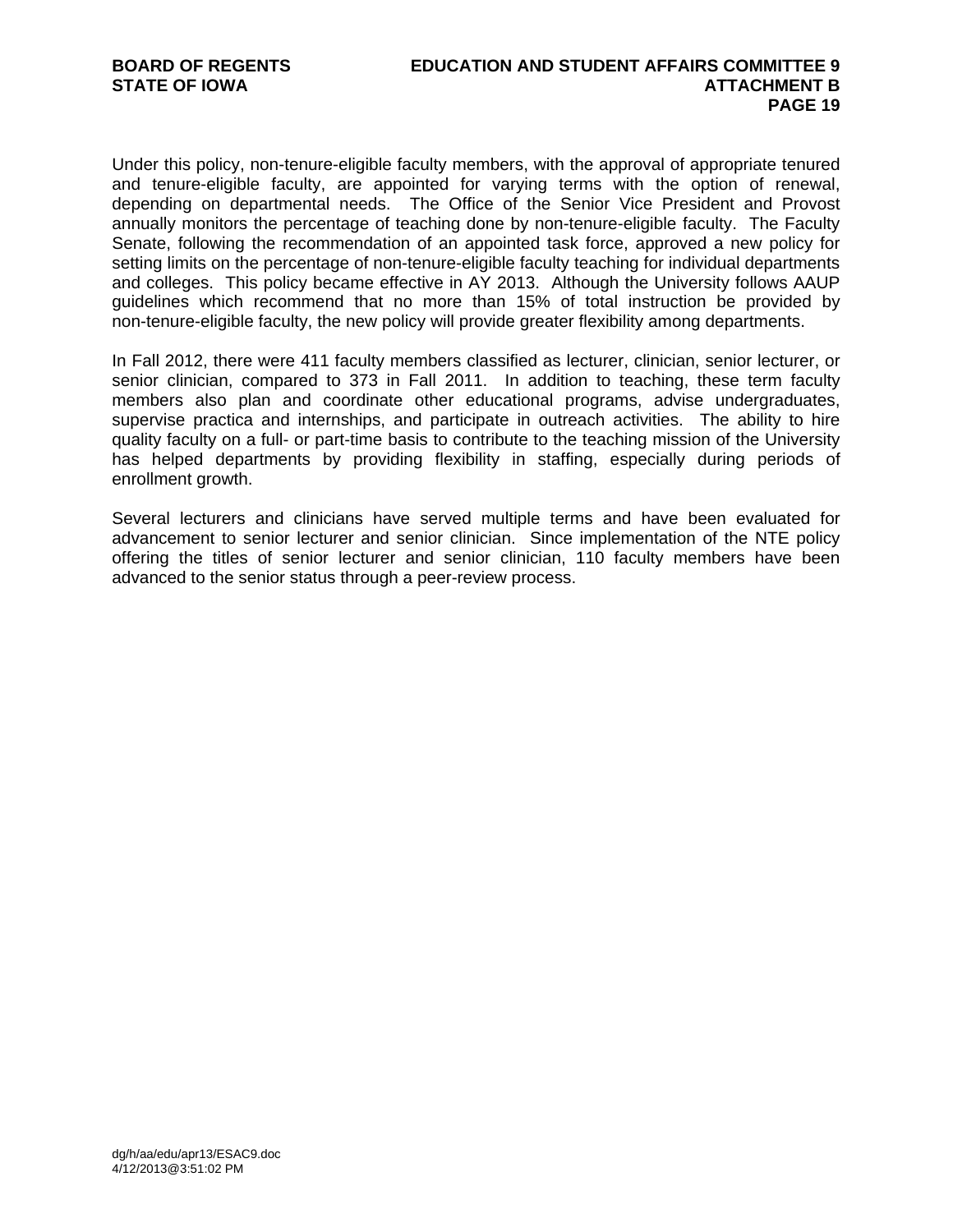Under this policy, non-tenure-eligible faculty members, with the approval of appropriate tenured and tenure-eligible faculty, are appointed for varying terms with the option of renewal, depending on departmental needs. The Office of the Senior Vice President and Provost annually monitors the percentage of teaching done by non-tenure-eligible faculty. The Faculty Senate, following the recommendation of an appointed task force, approved a new policy for setting limits on the percentage of non-tenure-eligible faculty teaching for individual departments and colleges. This policy became effective in AY 2013. Although the University follows AAUP guidelines which recommend that no more than 15% of total instruction be provided by non-tenure-eligible faculty, the new policy will provide greater flexibility among departments.

In Fall 2012, there were 411 faculty members classified as lecturer, clinician, senior lecturer, or senior clinician, compared to 373 in Fall 2011. In addition to teaching, these term faculty members also plan and coordinate other educational programs, advise undergraduates, supervise practica and internships, and participate in outreach activities. The ability to hire quality faculty on a full- or part-time basis to contribute to the teaching mission of the University has helped departments by providing flexibility in staffing, especially during periods of enrollment growth.

Several lecturers and clinicians have served multiple terms and have been evaluated for advancement to senior lecturer and senior clinician. Since implementation of the NTE policy offering the titles of senior lecturer and senior clinician, 110 faculty members have been advanced to the senior status through a peer-review process.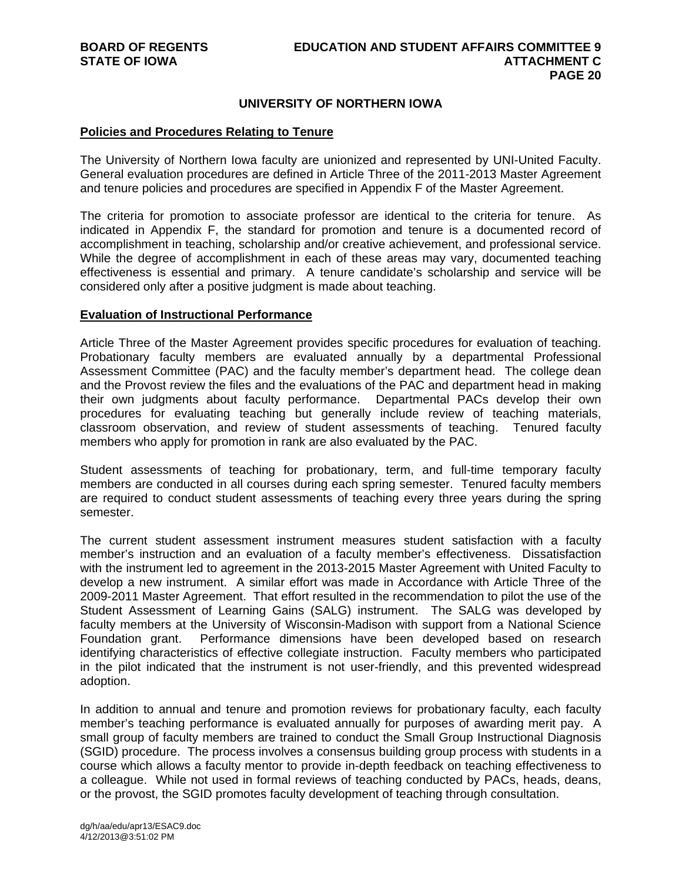## UNIVERSITY OF NORTHERN IOWA

**Policies and Procedures Relating to Tenure**

The University of Northern Iowa faculty are unionized and represented by UNI-United Faculty. General evaluation procedures are defined in Article Three of the 2011-2013 Master Agreement and tenure policies and procedures are specified in Appendix F of the Master Agreement.

The criteria for promotion to associate professor are identical to the criteria for tenure. As indicated in Appendix F, the standard for promotion and tenure is a documented record of accomplishment in teaching, scholarship and/or creative achievement, and professional service. While the degree of accomplishment in each of these areas may vary, documented teaching effectiveness is essential and primary. A tenure candidate's scholarship and service will be considered only after a positive judgment is made about teaching.

**Evaluation of Instructional Performance**

Article Three of the Master Agreement provides specific procedures for evaluation of teaching. Probationary faculty members are evaluated annually by a departmental Professional Assessment Committee (PAC) and the faculty member's department head. The college dean and the Provost review the files and the evaluations of the PAC and department head in making their own judgments about faculty performance. Departmental PACs develop their own procedures for evaluating teaching but generally include review of teaching materials, classroom observation, and review of student assessments of teaching. Tenured faculty members who apply for promotion in rank are also evaluated by the PAC.

Student assessments of teaching for probationary, term, and full-time temporary faculty members are conducted in all courses during each spring semester. Tenured faculty members are required to conduct student assessments of teaching every three years during the spring semester.

The current student assessment instrument measures student satisfaction with a faculty member's instruction and an evaluation of a faculty member's effectiveness. Dissatisfaction with the instrument led to agreement in the 2013-2015 Master Agreement with United Faculty to develop a new instrument. A similar effort was made in Accordance with Article Three of the 2009-2011 Master Agreement. That effort resulted in the recommendation to pilot the use of the Student Assessment of Learning Gains (SALG) instrument. The SALG was developed by faculty members at the University of Wisconsin-Madison with support from a National Science Foundation grant. Performance dimensions have been developed based on research identifying characteristics of effective collegiate instruction. Faculty members who participated in the pilot indicated that the instrument is not user-friendly, and this prevented widespread adoption.

In addition to annual and tenure and promotion reviews for probationary faculty, each faculty member's teaching performance is evaluated annually for purposes of awarding merit pay. A small group of faculty members are trained to conduct the Small Group Instructional Diagnosis (SGID) procedure. The process involves a consensus building group process with students in a course which allows a faculty mentor to provide in-depth feedback on teaching effectiveness to a colleague. While not used in formal reviews of teaching conducted by PACs, heads, deans, or the provost, the SGID promotes faculty development of teaching through consultation.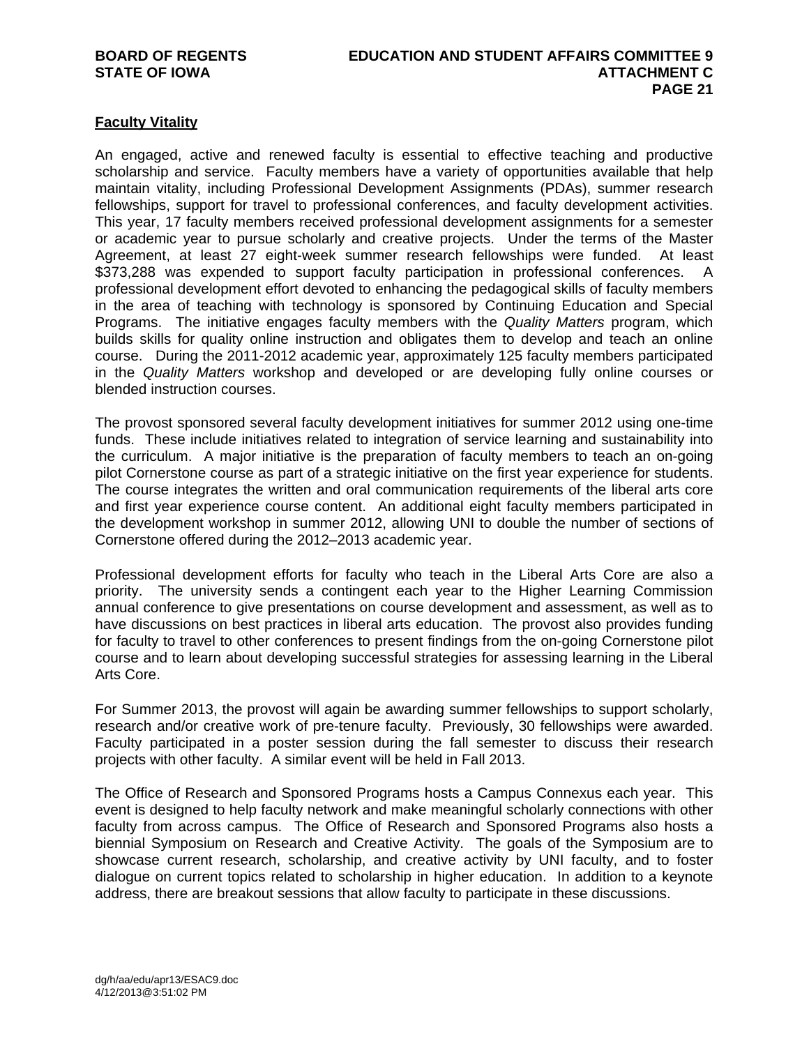## Faculty Vitality

An engaged, active and renewed faculty is essential to effective teaching and productive scholarship and service. Faculty members have a variety of opportunities available that help maintain vitality, including Professional Development Assignments (PDAs), summer research fellowships, support for travel to professional conferences, and faculty development activities. This year, 17 faculty members received professional development assignments for a semester or academic year to pursue scholarly and creative projects. Under the terms of the Master Agreement, at least 27 eight-week summer research fellowships were funded. At least $373,288 was expended to support faculty participation in professional conferences. A professional development effort devoted to enhancing the pedagogical skills of faculty members in the area of teaching with technology is sponsored by Continuing Education and Special Programs. The initiative engages faculty members with the *Quality Matters* program, which builds skills for quality online instruction and obligates them to develop and teach an online course. During the 2011-2012 academic year, approximately 125 faculty members participated in the *Quality Matters* workshop and developed or are developing fully online courses or blended instruction courses.

The provost sponsored several faculty development initiatives for summer 2012 using one-time funds. These include initiatives related to integration of service learning and sustainability into the curriculum. A major initiative is the preparation of faculty members to teach an on-going pilot Cornerstone course as part of a strategic initiative on the first year experience for students. The course integrates the written and oral communication requirements of the liberal arts core and first year experience course content. An additional eight faculty members participated in the development workshop in summer 2012, allowing UNI to double the number of sections of Cornerstone offered during the 2012–2013 academic year.

Professional development efforts for faculty who teach in the Liberal Arts Core are also a priority. The university sends a contingent each year to the Higher Learning Commission annual conference to give presentations on course development and assessment, as well as to have discussions on best practices in liberal arts education. The provost also provides funding for faculty to travel to other conferences to present findings from the on-going Cornerstone pilot course and to learn about developing successful strategies for assessing learning in the Liberal Arts Core.

For Summer 2013, the provost will again be awarding summer fellowships to support scholarly, research and/or creative work of pre-tenure faculty. Previously, 30 fellowships were awarded. Faculty participated in a poster session during the fall semester to discuss their research projects with other faculty. A similar event will be held in Fall 2013.

The Office of Research and Sponsored Programs hosts a Campus Connexus each year. This event is designed to help faculty network and make meaningful scholarly connections with other faculty from across campus. The Office of Research and Sponsored Programs also hosts a biennial Symposium on Research and Creative Activity. The goals of the Symposium are to showcase current research, scholarship, and creative activity by UNI faculty, and to foster dialogue on current topics related to scholarship in higher education. In addition to a keynote address, there are breakout sessions that allow faculty to participate in these discussions.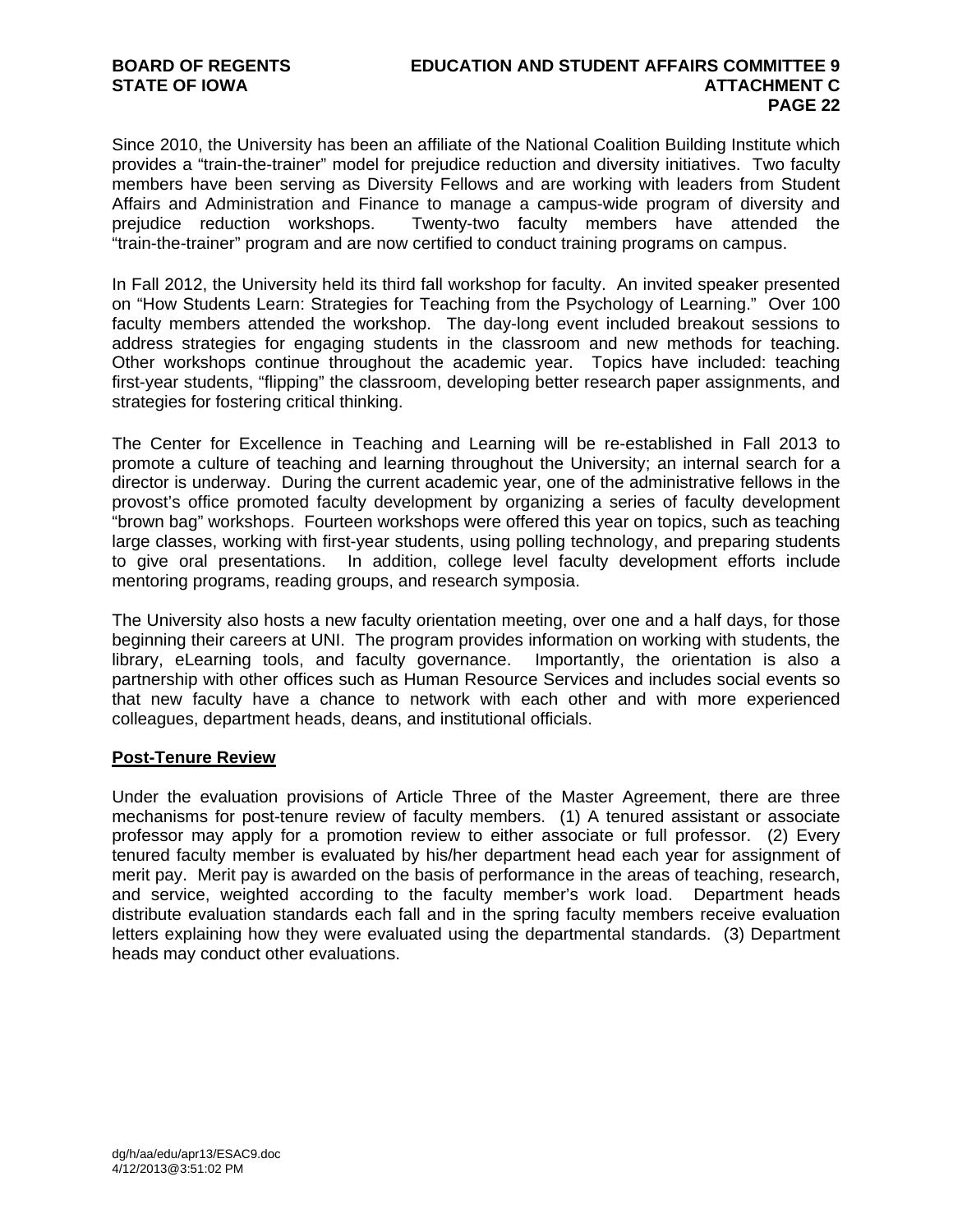Since 2010, the University has been an affiliate of the National Coalition Building Institute which provides a "train-the-trainer" model for prejudice reduction and diversity initiatives. Two faculty members have been serving as Diversity Fellows and are working with leaders from Student Affairs and Administration and Finance to manage a campus-wide program of diversity and prejudice reduction workshops. Twenty-two faculty members have attended the "train-the-trainer" program and are now certified to conduct training programs on campus.

In Fall 2012, the University held its third fall workshop for faculty. An invited speaker presented on "How Students Learn: Strategies for Teaching from the Psychology of Learning." Over 100 faculty members attended the workshop. The day-long event included breakout sessions to address strategies for engaging students in the classroom and new methods for teaching. Other workshops continue throughout the academic year. Topics have included: teaching first-year students, "flipping" the classroom, developing better research paper assignments, and strategies for fostering critical thinking.

The Center for Excellence in Teaching and Learning will be re-established in Fall 2013 to promote a culture of teaching and learning throughout the University; an internal search for a director is underway. During the current academic year, one of the administrative fellows in the provost's office promoted faculty development by organizing a series of faculty development "brown bag" workshops. Fourteen workshops were offered this year on topics, such as teaching large classes, working with first-year students, using polling technology, and preparing students to give oral presentations. In addition, college level faculty development efforts include mentoring programs, reading groups, and research symposia.

The University also hosts a new faculty orientation meeting, over one and a half days, for those beginning their careers at UNI. The program provides information on working with students, the library, eLearning tools, and faculty governance. Importantly, the orientation is also a partnership with other offices such as Human Resource Services and includes social events so that new faculty have a chance to network with each other and with more experienced colleagues, department heads, deans, and institutional officials.

## Post-Tenure Review

Under the evaluation provisions of Article Three of the Master Agreement, there are three mechanisms for post-tenure review of faculty members. (1) A tenured assistant or associate professor may apply for a promotion review to either associate or full professor. (2) Every tenured faculty member is evaluated by his/her department head each year for assignment of merit pay. Merit pay is awarded on the basis of performance in the areas of teaching, research, and service, weighted according to the faculty member's work load. Department heads distribute evaluation standards each fall and in the spring faculty members receive evaluation letters explaining how they were evaluated using the departmental standards. (3) Department heads may conduct other evaluations.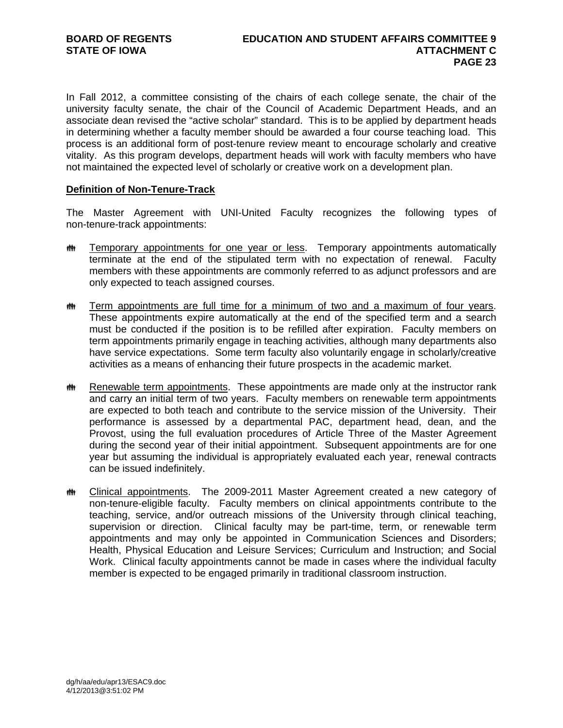In Fall 2012, a committee consisting of the chairs of each college senate, the chair of the university faculty senate, the chair of the Council of Academic Department Heads, and an associate dean revised the "active scholar" standard. This is to be applied by department heads in determining whether a faculty member should be awarded a four course teaching load. This process is an additional form of post-tenure review meant to encourage scholarly and creative vitality. As this program develops, department heads will work with faculty members who have not maintained the expected level of scholarly or creative work on a development plan.

**Definition of Non-Tenure-Track**

The Master Agreement with UNI-United Faculty recognizes the following types of non-tenure-track appointments:

- Temporary appointments for one year or less. Temporary appointments automatically terminate at the end of the stipulated term with no expectation of renewal. Faculty members with these appointments are commonly referred to as adjunct professors and are only expected to teach assigned courses.

- Term appointments are full time for a minimum of two and a maximum of four years. These appointments expire automatically at the end of the specified term and a search must be conducted if the position is to be refilled after expiration. Faculty members on term appointments primarily engage in teaching activities, although many departments also have service expectations. Some term faculty also voluntarily engage in scholarly/creative activities as a means of enhancing their future prospects in the academic market.

- Renewable term appointments. These appointments are made only at the instructor rank and carry an initial term of two years. Faculty members on renewable term appointments are expected to both teach and contribute to the service mission of the University. Their performance is assessed by a departmental PAC, department head, dean, and the Provost, using the full evaluation procedures of Article Three of the Master Agreement during the second year of their initial appointment. Subsequent appointments are for one year but assuming the individual is appropriately evaluated each year, renewal contracts can be issued indefinitely.

- Clinical appointments. The 2009-2011 Master Agreement created a new category of non-tenure-eligible faculty. Faculty members on clinical appointments contribute to the teaching, service, and/or outreach missions of the University through clinical teaching, supervision or direction. Clinical faculty may be part-time, term, or renewable term appointments and may only be appointed in Communication Sciences and Disorders; Health, Physical Education and Leisure Services; Curriculum and Instruction; and Social Work. Clinical faculty appointments cannot be made in cases where the individual faculty member is expected to be engaged primarily in traditional classroom instruction.